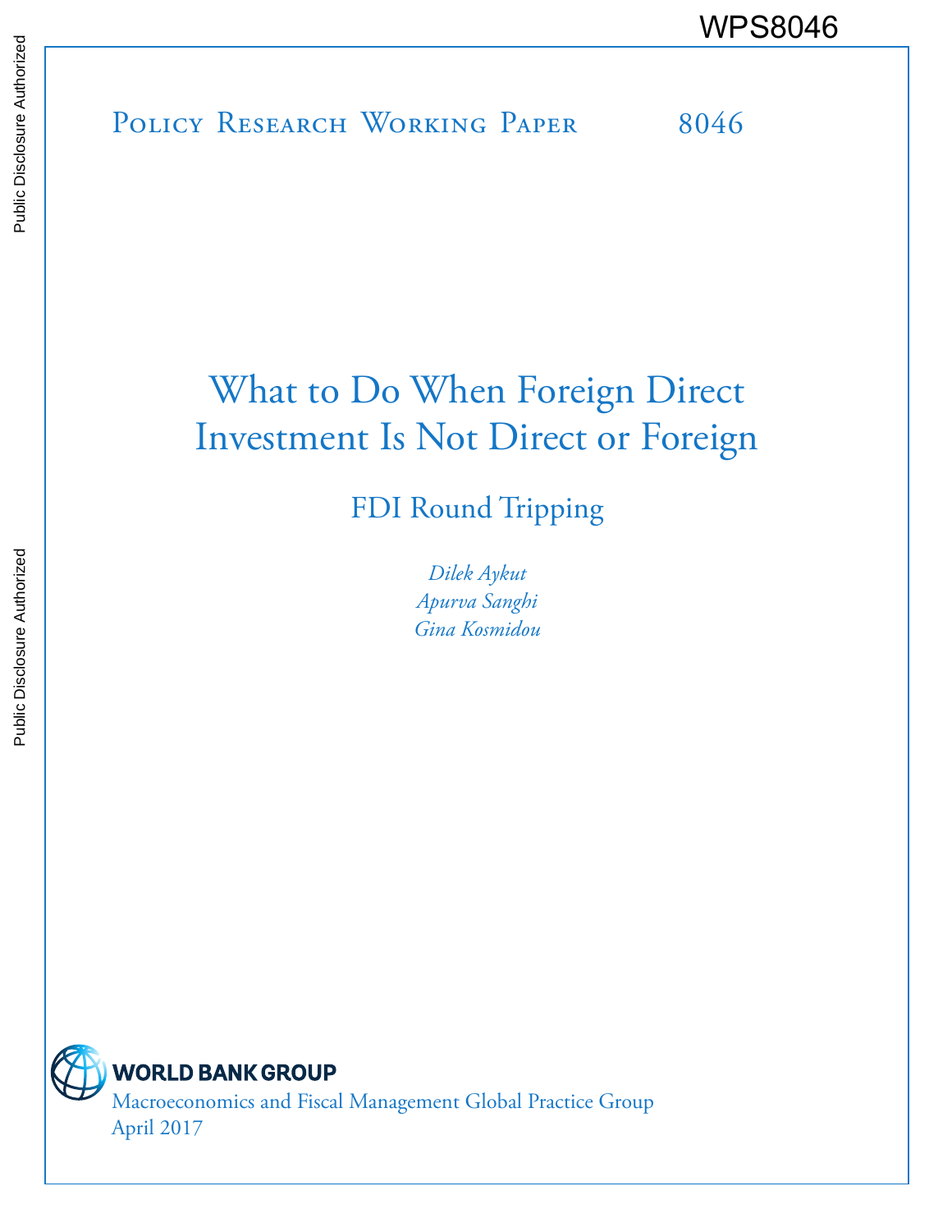WPS8046

Policy Research Working Paper 8046

# What to Do When Foreign Direct Investment Is Not Direct or Foreign

## FDI Round Tripping

*Dilek Aykut*
*Apurva Sanghi*
*Gina Kosmidou*

WORLD BANK GROUP
Macroeconomics and Fiscal Management Global Practice Group
April 2017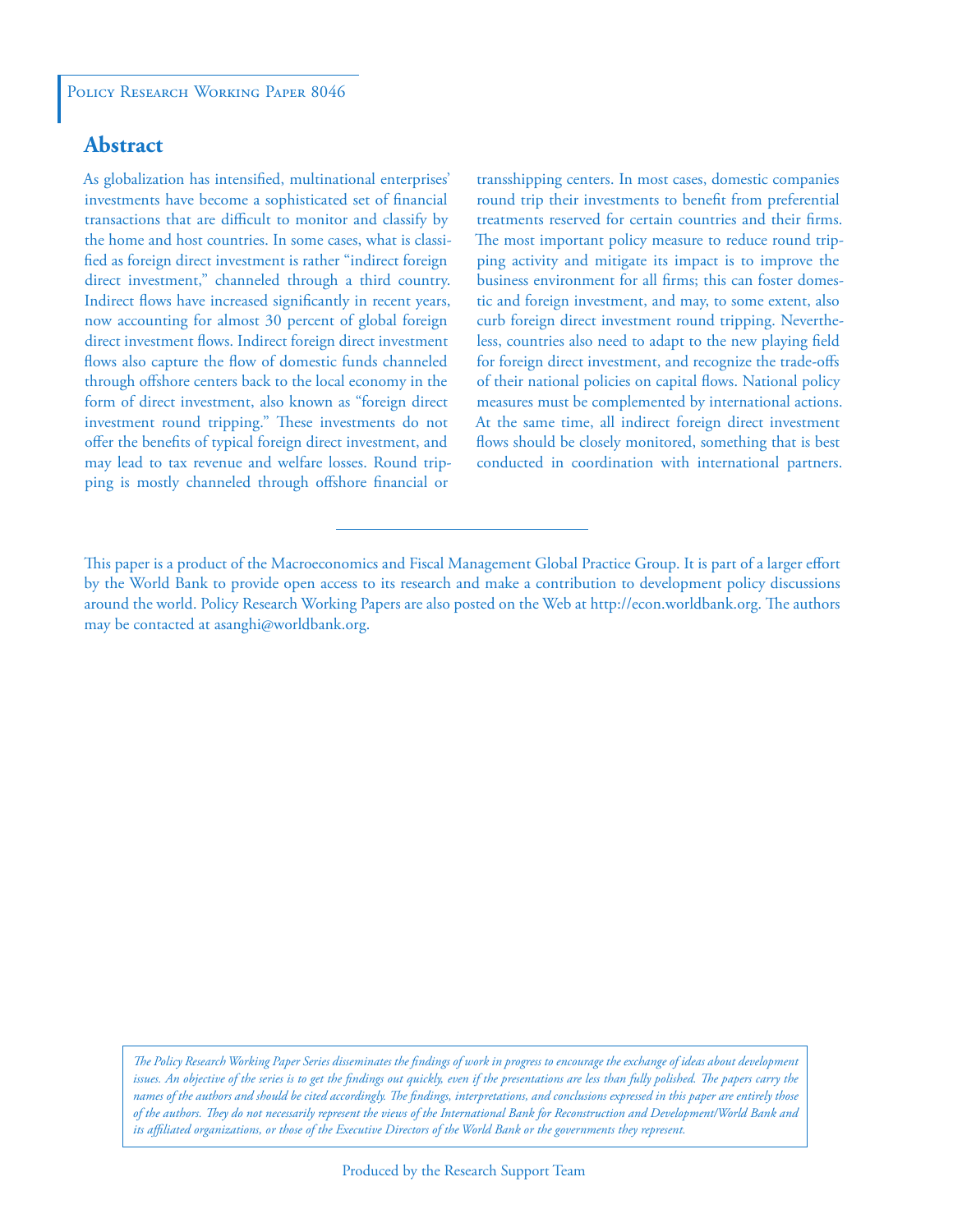Policy Research Working Paper 8046

## Abstract

As globalization has intensified, multinational enterprises' investments have become a sophisticated set of financial transactions that are difficult to monitor and classify by the home and host countries. In some cases, what is classified as foreign direct investment is rather "indirect foreign direct investment," channeled through a third country. Indirect flows have increased significantly in recent years, now accounting for almost 30 percent of global foreign direct investment flows. Indirect foreign direct investment flows also capture the flow of domestic funds channeled through offshore centers back to the local economy in the form of direct investment, also known as "foreign direct investment round tripping." These investments do not offer the benefits of typical foreign direct investment, and may lead to tax revenue and welfare losses. Round tripping is mostly channeled through offshore financial or transshipping centers. In most cases, domestic companies round trip their investments to benefit from preferential treatments reserved for certain countries and their firms. The most important policy measure to reduce round tripping activity and mitigate its impact is to improve the business environment for all firms; this can foster domestic and foreign investment, and may, to some extent, also curb foreign direct investment round tripping. Nevertheless, countries also need to adapt to the new playing field for foreign direct investment, and recognize the trade-offs of their national policies on capital flows. National policy measures must be complemented by international actions. At the same time, all indirect foreign direct investment flows should be closely monitored, something that is best conducted in coordination with international partners.

---

This paper is a product of the Macroeconomics and Fiscal Management Global Practice Group. It is part of a larger effort by the World Bank to provide open access to its research and make a contribution to development policy discussions around the world. Policy Research Working Papers are also posted on the Web at http://econ.worldbank.org. The authors may be contacted at asanghi@worldbank.org.

*The Policy Research Working Paper Series disseminates the findings of work in progress to encourage the exchange of ideas about development issues. An objective of the series is to get the findings out quickly, even if the presentations are less than fully polished. The papers carry the names of the authors and should be cited accordingly. The findings, interpretations, and conclusions expressed in this paper are entirely those of the authors. They do not necessarily represent the views of the International Bank for Reconstruction and Development/World Bank and its affiliated organizations, or those of the Executive Directors of the World Bank or the governments they represent.*

Produced by the Research Support Team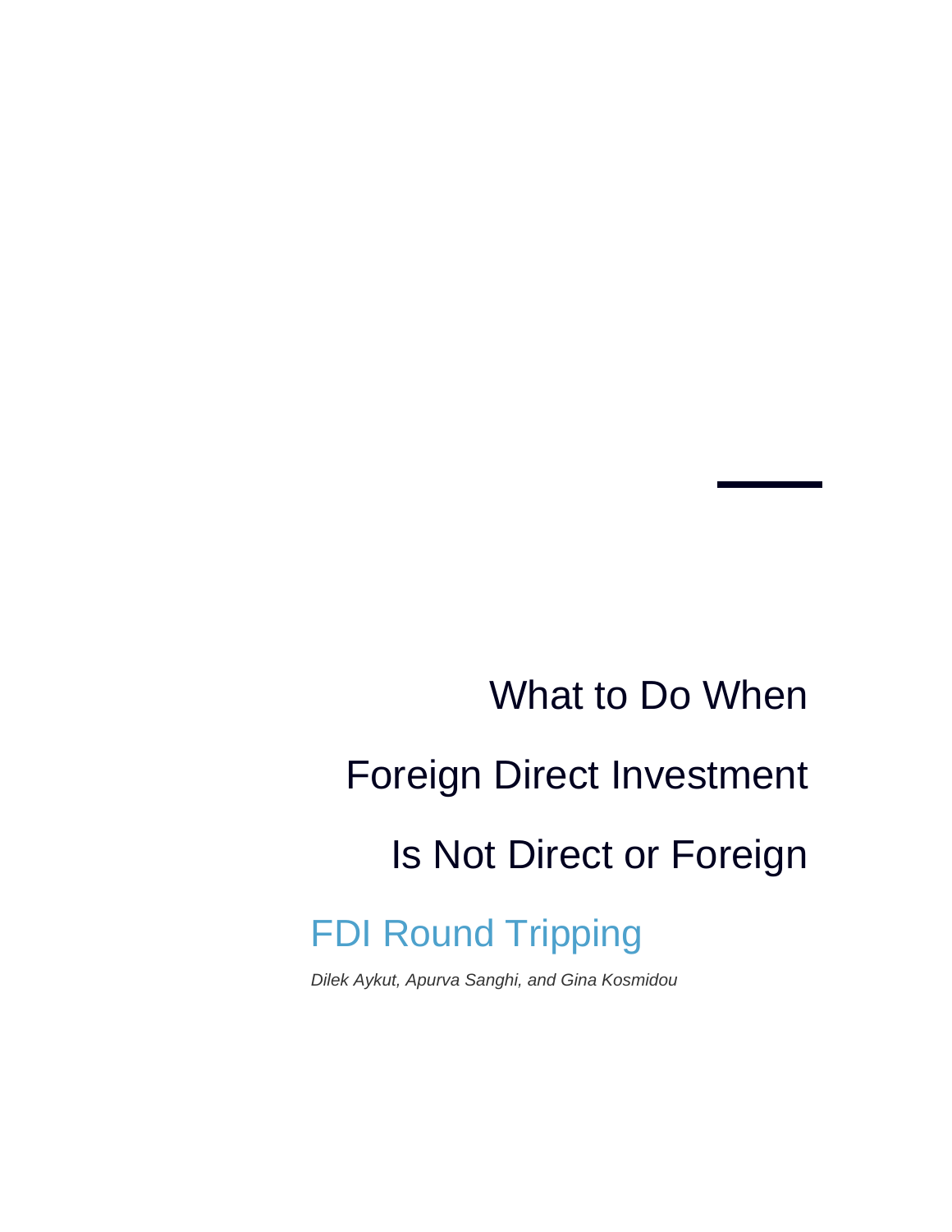# What to Do When Foreign Direct Investment Is Not Direct or Foreign

## FDI Round Tripping

*Dilek Aykut, Apurva Sanghi, and Gina Kosmidou*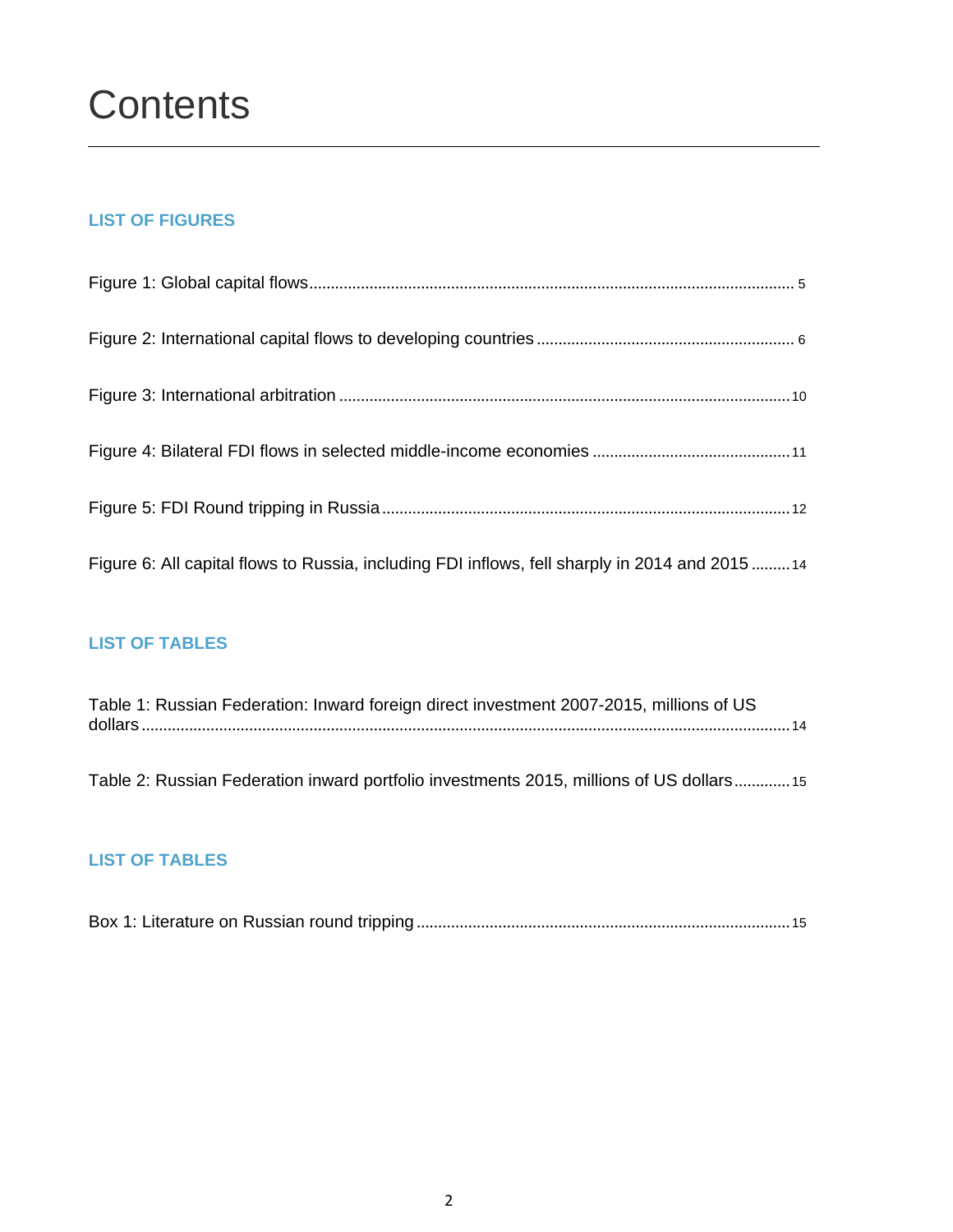# Contents

## LIST OF FIGURES

Figure 1: Global capital flows ........ 5

Figure 2: International capital flows to developing countries ........ 6

Figure 3: International arbitration ........ 10

Figure 4: Bilateral FDI flows in selected middle-income economies ........ 11

Figure 5: FDI Round tripping in Russia ........ 12

Figure 6: All capital flows to Russia, including FDI inflows, fell sharply in 2014 and 2015 ........ 14

## LIST OF TABLES

Table 1: Russian Federation: Inward foreign direct investment 2007-2015, millions of US dollars ........ 14

Table 2: Russian Federation inward portfolio investments 2015, millions of US dollars ........ 15

## LIST OF TABLES

Box 1: Literature on Russian round tripping ........ 15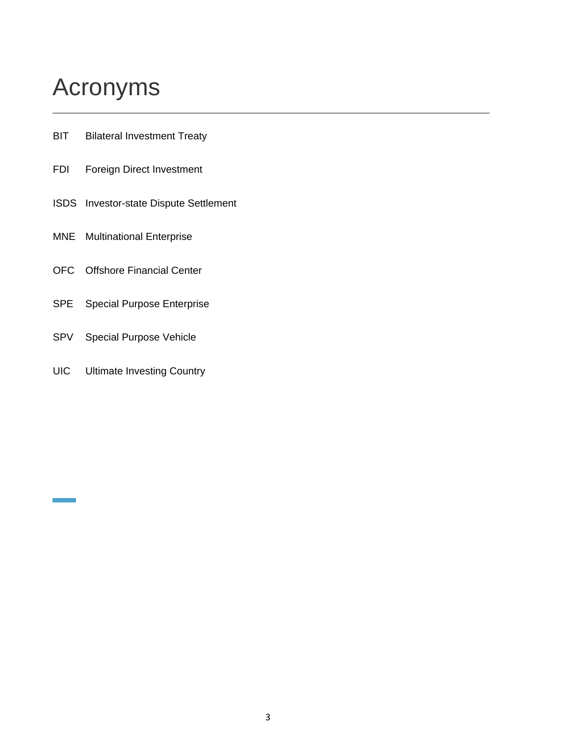# Acronyms

| | |
|---|---|
| BIT | Bilateral Investment Treaty |
| FDI | Foreign Direct Investment |
| ISDS | Investor-state Dispute Settlement |
| MNE | Multinational Enterprise |
| OFC | Offshore Financial Center |
| SPE | Special Purpose Enterprise |
| SPV | Special Purpose Vehicle |
| UIC | Ultimate Investing Country |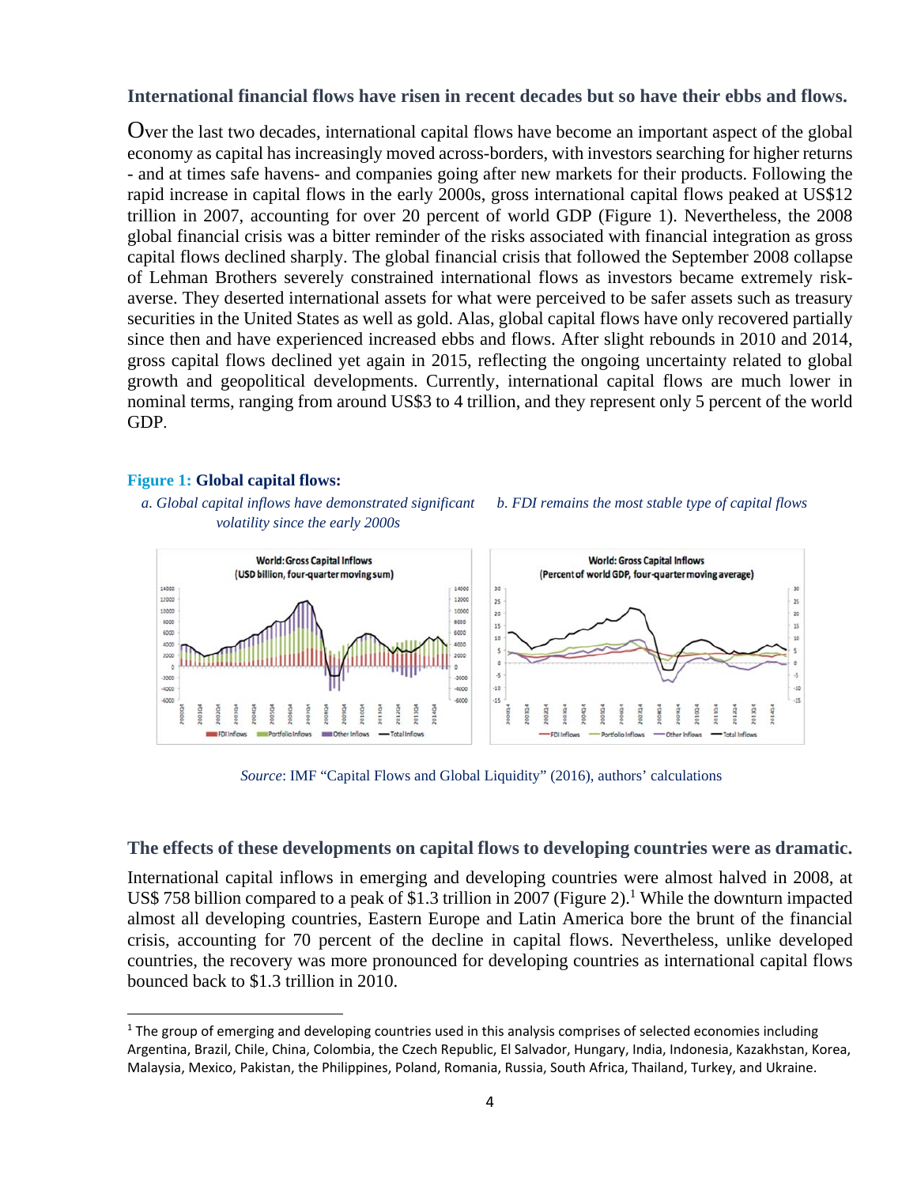**International financial flows have risen in recent decades but so have their ebbs and flows.**

Over the last two decades, international capital flows have become an important aspect of the global economy as capital has increasingly moved across-borders, with investors searching for higher returns - and at times safe havens- and companies going after new markets for their products. Following the rapid increase in capital flows in the early 2000s, gross international capital flows peaked at US$12 trillion in 2007, accounting for over 20 percent of world GDP (Figure 1). Nevertheless, the 2008 global financial crisis was a bitter reminder of the risks associated with financial integration as gross capital flows declined sharply. The global financial crisis that followed the September 2008 collapse of Lehman Brothers severely constrained international flows as investors became extremely risk-averse. They deserted international assets for what were perceived to be safer assets such as treasury securities in the United States as well as gold. Alas, global capital flows have only recovered partially since then and have experienced increased ebbs and flows. After slight rebounds in 2010 and 2014, gross capital flows declined yet again in 2015, reflecting the ongoing uncertainty related to global growth and geopolitical developments. Currently, international capital flows are much lower in nominal terms, ranging from around US$3 to 4 trillion, and they represent only 5 percent of the world GDP.

**Figure 1: Global capital flows:**

*a. Global capital inflows have demonstrated significant volatility since the early 2000s*

*b. FDI remains the most stable type of capital flows*

*Source*: IMF "Capital Flows and Global Liquidity" (2016), authors' calculations

**The effects of these developments on capital flows to developing countries were as dramatic.**

International capital inflows in emerging and developing countries were almost halved in 2008, at US$ 758 billion compared to a peak of $1.3 trillion in 2007 (Figure 2).[1] While the downturn impacted almost all developing countries, Eastern Europe and Latin America bore the brunt of the financial crisis, accounting for 70 percent of the decline in capital flows. Nevertheless, unlike developed countries, the recovery was more pronounced for developing countries as international capital flows bounced back to $1.3 trillion in 2010.

[1] The group of emerging and developing countries used in this analysis comprises of selected economies including Argentina, Brazil, Chile, China, Colombia, the Czech Republic, El Salvador, Hungary, India, Indonesia, Kazakhstan, Korea, Malaysia, Mexico, Pakistan, the Philippines, Poland, Romania, Russia, South Africa, Thailand, Turkey, and Ukraine.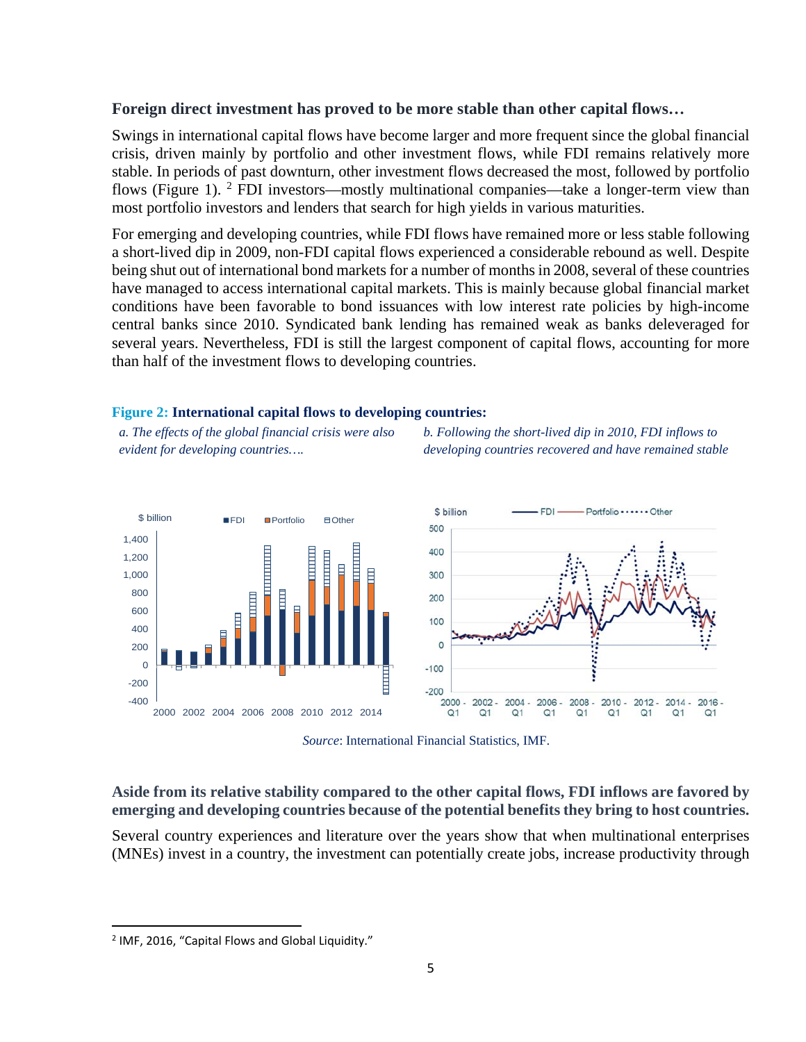**Foreign direct investment has proved to be more stable than other capital flows…**

Swings in international capital flows have become larger and more frequent since the global financial crisis, driven mainly by portfolio and other investment flows, while FDI remains relatively more stable. In periods of past downturn, other investment flows decreased the most, followed by portfolio flows (Figure 1). [2] FDI investors—mostly multinational companies—take a longer-term view than most portfolio investors and lenders that search for high yields in various maturities.

For emerging and developing countries, while FDI flows have remained more or less stable following a short-lived dip in 2009, non-FDI capital flows experienced a considerable rebound as well. Despite being shut out of international bond markets for a number of months in 2008, several of these countries have managed to access international capital markets. This is mainly because global financial market conditions have been favorable to bond issuances with low interest rate policies by high-income central banks since 2010. Syndicated bank lending has remained weak as banks deleveraged for several years. Nevertheless, FDI is still the largest component of capital flows, accounting for more than half of the investment flows to developing countries.

**Figure 2: International capital flows to developing countries:**

*a. The effects of the global financial crisis were also evident for developing countries….*

*b. Following the short-lived dip in 2010, FDI inflows to developing countries recovered and have remained stable*

*Source*: International Financial Statistics, IMF.

**Aside from its relative stability compared to the other capital flows, FDI inflows are favored by emerging and developing countries because of the potential benefits they bring to host countries.**

Several country experiences and literature over the years show that when multinational enterprises (MNEs) invest in a country, the investment can potentially create jobs, increase productivity through

[2] IMF, 2016, "Capital Flows and Global Liquidity."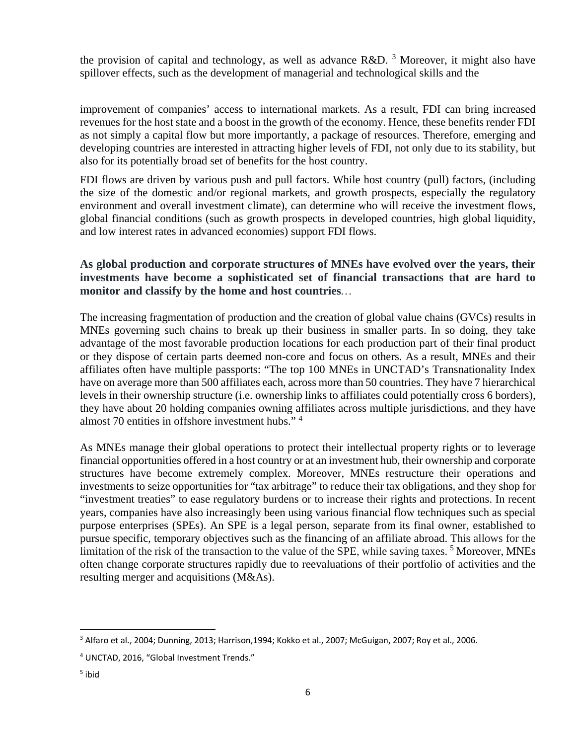the provision of capital and technology, as well as advance R&D. [3] Moreover, it might also have spillover effects, such as the development of managerial and technological skills and the

improvement of companies' access to international markets. As a result, FDI can bring increased revenues for the host state and a boost in the growth of the economy. Hence, these benefits render FDI as not simply a capital flow but more importantly, a package of resources. Therefore, emerging and developing countries are interested in attracting higher levels of FDI, not only due to its stability, but also for its potentially broad set of benefits for the host country.

FDI flows are driven by various push and pull factors. While host country (pull) factors, (including the size of the domestic and/or regional markets, and growth prospects, especially the regulatory environment and overall investment climate), can determine who will receive the investment flows, global financial conditions (such as growth prospects in developed countries, high global liquidity, and low interest rates in advanced economies) support FDI flows.

**As global production and corporate structures of MNEs have evolved over the years, their investments have become a sophisticated set of financial transactions that are hard to monitor and classify by the home and host countries**…

The increasing fragmentation of production and the creation of global value chains (GVCs) results in MNEs governing such chains to break up their business in smaller parts. In so doing, they take advantage of the most favorable production locations for each production part of their final product or they dispose of certain parts deemed non-core and focus on others. As a result, MNEs and their affiliates often have multiple passports: "The top 100 MNEs in UNCTAD's Transnationality Index have on average more than 500 affiliates each, across more than 50 countries. They have 7 hierarchical levels in their ownership structure (i.e. ownership links to affiliates could potentially cross 6 borders), they have about 20 holding companies owning affiliates across multiple jurisdictions, and they have almost 70 entities in offshore investment hubs." [4]

As MNEs manage their global operations to protect their intellectual property rights or to leverage financial opportunities offered in a host country or at an investment hub, their ownership and corporate structures have become extremely complex. Moreover, MNEs restructure their operations and investments to seize opportunities for "tax arbitrage" to reduce their tax obligations, and they shop for "investment treaties" to ease regulatory burdens or to increase their rights and protections. In recent years, companies have also increasingly been using various financial flow techniques such as special purpose enterprises (SPEs). An SPE is a legal person, separate from its final owner, established to pursue specific, temporary objectives such as the financing of an affiliate abroad. This allows for the limitation of the risk of the transaction to the value of the SPE, while saving taxes. [5] Moreover, MNEs often change corporate structures rapidly due to reevaluations of their portfolio of activities and the resulting merger and acquisitions (M&As).

---

[3] Alfaro et al., 2004; Dunning, 2013; Harrison,1994; Kokko et al., 2007; McGuigan, 2007; Roy et al., 2006.

[4] UNCTAD, 2016, "Global Investment Trends."

[5] ibid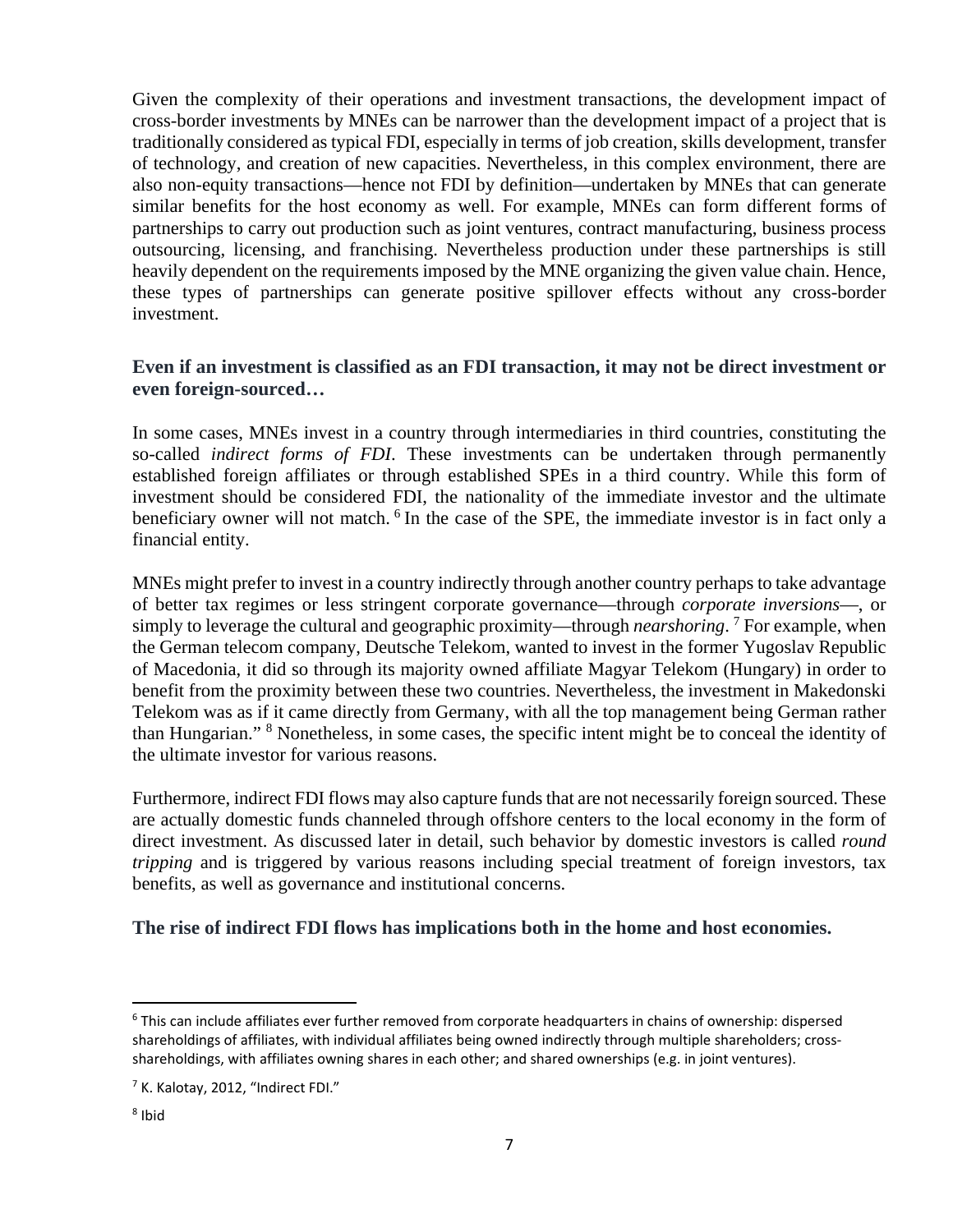Given the complexity of their operations and investment transactions, the development impact of cross-border investments by MNEs can be narrower than the development impact of a project that is traditionally considered as typical FDI, especially in terms of job creation, skills development, transfer of technology, and creation of new capacities. Nevertheless, in this complex environment, there are also non-equity transactions—hence not FDI by definition—undertaken by MNEs that can generate similar benefits for the host economy as well. For example, MNEs can form different forms of partnerships to carry out production such as joint ventures, contract manufacturing, business process outsourcing, licensing, and franchising. Nevertheless production under these partnerships is still heavily dependent on the requirements imposed by the MNE organizing the given value chain. Hence, these types of partnerships can generate positive spillover effects without any cross-border investment.

**Even if an investment is classified as an FDI transaction, it may not be direct investment or even foreign-sourced…**

In some cases, MNEs invest in a country through intermediaries in third countries, constituting the so-called *indirect forms of FDI*. These investments can be undertaken through permanently established foreign affiliates or through established SPEs in a third country. While this form of investment should be considered FDI, the nationality of the immediate investor and the ultimate beneficiary owner will not match. [6] In the case of the SPE, the immediate investor is in fact only a financial entity.

MNEs might prefer to invest in a country indirectly through another country perhaps to take advantage of better tax regimes or less stringent corporate governance—through *corporate inversions*—, or simply to leverage the cultural and geographic proximity—through *nearshoring*. [7] For example, when the German telecom company, Deutsche Telekom, wanted to invest in the former Yugoslav Republic of Macedonia, it did so through its majority owned affiliate Magyar Telekom (Hungary) in order to benefit from the proximity between these two countries. Nevertheless, the investment in Makedonski Telekom was as if it came directly from Germany, with all the top management being German rather than Hungarian." [8] Nonetheless, in some cases, the specific intent might be to conceal the identity of the ultimate investor for various reasons.

Furthermore, indirect FDI flows may also capture funds that are not necessarily foreign sourced. These are actually domestic funds channeled through offshore centers to the local economy in the form of direct investment. As discussed later in detail, such behavior by domestic investors is called *round tripping* and is triggered by various reasons including special treatment of foreign investors, tax benefits, as well as governance and institutional concerns.

**The rise of indirect FDI flows has implications both in the home and host economies.**

---

[6] This can include affiliates ever further removed from corporate headquarters in chains of ownership: dispersed shareholdings of affiliates, with individual affiliates being owned indirectly through multiple shareholders; cross-shareholdings, with affiliates owning shares in each other; and shared ownerships (e.g. in joint ventures).

[7] K. Kalotay, 2012, "Indirect FDI."

[8] Ibid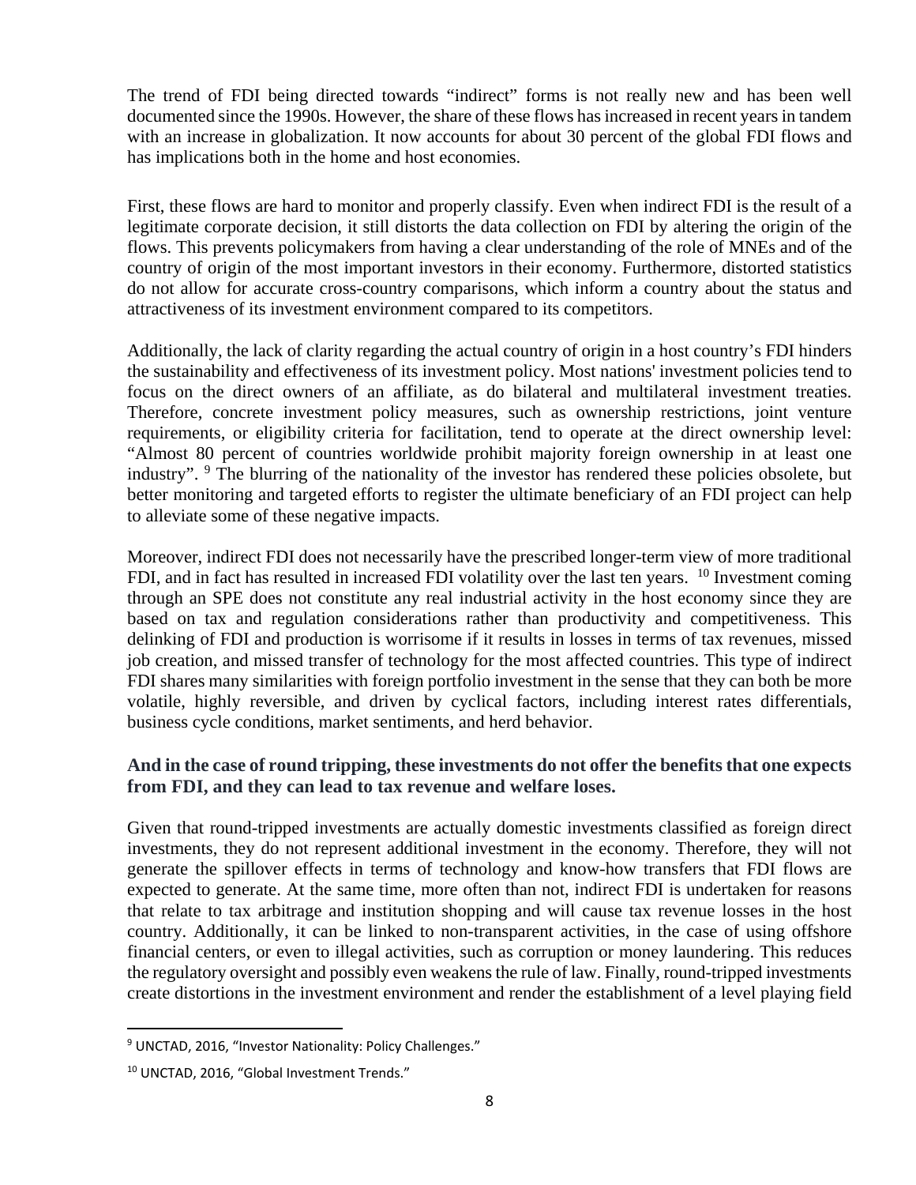The trend of FDI being directed towards "indirect" forms is not really new and has been well documented since the 1990s. However, the share of these flows has increased in recent years in tandem with an increase in globalization. It now accounts for about 30 percent of the global FDI flows and has implications both in the home and host economies.

First, these flows are hard to monitor and properly classify. Even when indirect FDI is the result of a legitimate corporate decision, it still distorts the data collection on FDI by altering the origin of the flows. This prevents policymakers from having a clear understanding of the role of MNEs and of the country of origin of the most important investors in their economy. Furthermore, distorted statistics do not allow for accurate cross-country comparisons, which inform a country about the status and attractiveness of its investment environment compared to its competitors.

Additionally, the lack of clarity regarding the actual country of origin in a host country's FDI hinders the sustainability and effectiveness of its investment policy. Most nations' investment policies tend to focus on the direct owners of an affiliate, as do bilateral and multilateral investment treaties. Therefore, concrete investment policy measures, such as ownership restrictions, joint venture requirements, or eligibility criteria for facilitation, tend to operate at the direct ownership level: "Almost 80 percent of countries worldwide prohibit majority foreign ownership in at least one industry". [9] The blurring of the nationality of the investor has rendered these policies obsolete, but better monitoring and targeted efforts to register the ultimate beneficiary of an FDI project can help to alleviate some of these negative impacts.

Moreover, indirect FDI does not necessarily have the prescribed longer-term view of more traditional FDI, and in fact has resulted in increased FDI volatility over the last ten years. [10] Investment coming through an SPE does not constitute any real industrial activity in the host economy since they are based on tax and regulation considerations rather than productivity and competitiveness. This delinking of FDI and production is worrisome if it results in losses in terms of tax revenues, missed job creation, and missed transfer of technology for the most affected countries. This type of indirect FDI shares many similarities with foreign portfolio investment in the sense that they can both be more volatile, highly reversible, and driven by cyclical factors, including interest rates differentials, business cycle conditions, market sentiments, and herd behavior.

**And in the case of round tripping, these investments do not offer the benefits that one expects from FDI, and they can lead to tax revenue and welfare loses.**

Given that round-tripped investments are actually domestic investments classified as foreign direct investments, they do not represent additional investment in the economy. Therefore, they will not generate the spillover effects in terms of technology and know-how transfers that FDI flows are expected to generate. At the same time, more often than not, indirect FDI is undertaken for reasons that relate to tax arbitrage and institution shopping and will cause tax revenue losses in the host country. Additionally, it can be linked to non-transparent activities, in the case of using offshore financial centers, or even to illegal activities, such as corruption or money laundering. This reduces the regulatory oversight and possibly even weakens the rule of law. Finally, round-tripped investments create distortions in the investment environment and render the establishment of a level playing field

[9] UNCTAD, 2016, "Investor Nationality: Policy Challenges."

[10] UNCTAD, 2016, "Global Investment Trends."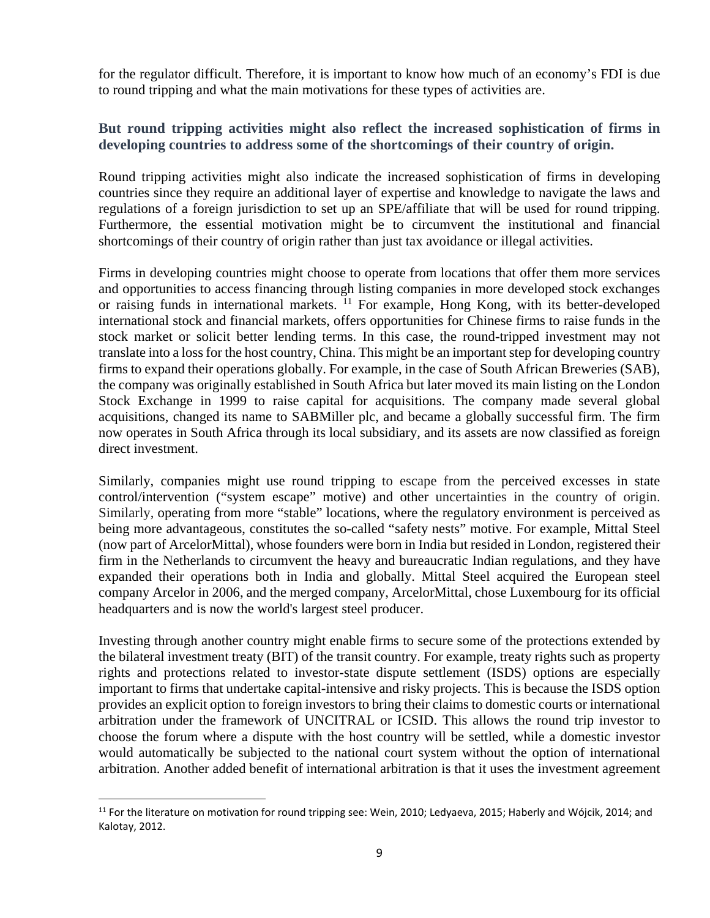for the regulator difficult. Therefore, it is important to know how much of an economy's FDI is due to round tripping and what the main motivations for these types of activities are.

**But round tripping activities might also reflect the increased sophistication of firms in developing countries to address some of the shortcomings of their country of origin.**

Round tripping activities might also indicate the increased sophistication of firms in developing countries since they require an additional layer of expertise and knowledge to navigate the laws and regulations of a foreign jurisdiction to set up an SPE/affiliate that will be used for round tripping. Furthermore, the essential motivation might be to circumvent the institutional and financial shortcomings of their country of origin rather than just tax avoidance or illegal activities.

Firms in developing countries might choose to operate from locations that offer them more services and opportunities to access financing through listing companies in more developed stock exchanges or raising funds in international markets. [11] For example, Hong Kong, with its better-developed international stock and financial markets, offers opportunities for Chinese firms to raise funds in the stock market or solicit better lending terms. In this case, the round-tripped investment may not translate into a loss for the host country, China. This might be an important step for developing country firms to expand their operations globally. For example, in the case of South African Breweries (SAB), the company was originally established in South Africa but later moved its main listing on the London Stock Exchange in 1999 to raise capital for acquisitions. The company made several global acquisitions, changed its name to SABMiller plc, and became a globally successful firm. The firm now operates in South Africa through its local subsidiary, and its assets are now classified as foreign direct investment.

Similarly, companies might use round tripping to escape from the perceived excesses in state control/intervention ("system escape" motive) and other uncertainties in the country of origin. Similarly, operating from more "stable" locations, where the regulatory environment is perceived as being more advantageous, constitutes the so-called "safety nests" motive. For example, Mittal Steel (now part of ArcelorMittal), whose founders were born in India but resided in London, registered their firm in the Netherlands to circumvent the heavy and bureaucratic Indian regulations, and they have expanded their operations both in India and globally. Mittal Steel acquired the European steel company Arcelor in 2006, and the merged company, ArcelorMittal, chose Luxembourg for its official headquarters and is now the world's largest steel producer.

Investing through another country might enable firms to secure some of the protections extended by the bilateral investment treaty (BIT) of the transit country. For example, treaty rights such as property rights and protections related to investor-state dispute settlement (ISDS) options are especially important to firms that undertake capital-intensive and risky projects. This is because the ISDS option provides an explicit option to foreign investors to bring their claims to domestic courts or international arbitration under the framework of UNCITRAL or ICSID. This allows the round trip investor to choose the forum where a dispute with the host country will be settled, while a domestic investor would automatically be subjected to the national court system without the option of international arbitration. Another added benefit of international arbitration is that it uses the investment agreement

[11] For the literature on motivation for round tripping see: Wein, 2010; Ledyaeva, 2015; Haberly and Wójcik, 2014; and Kalotay, 2012.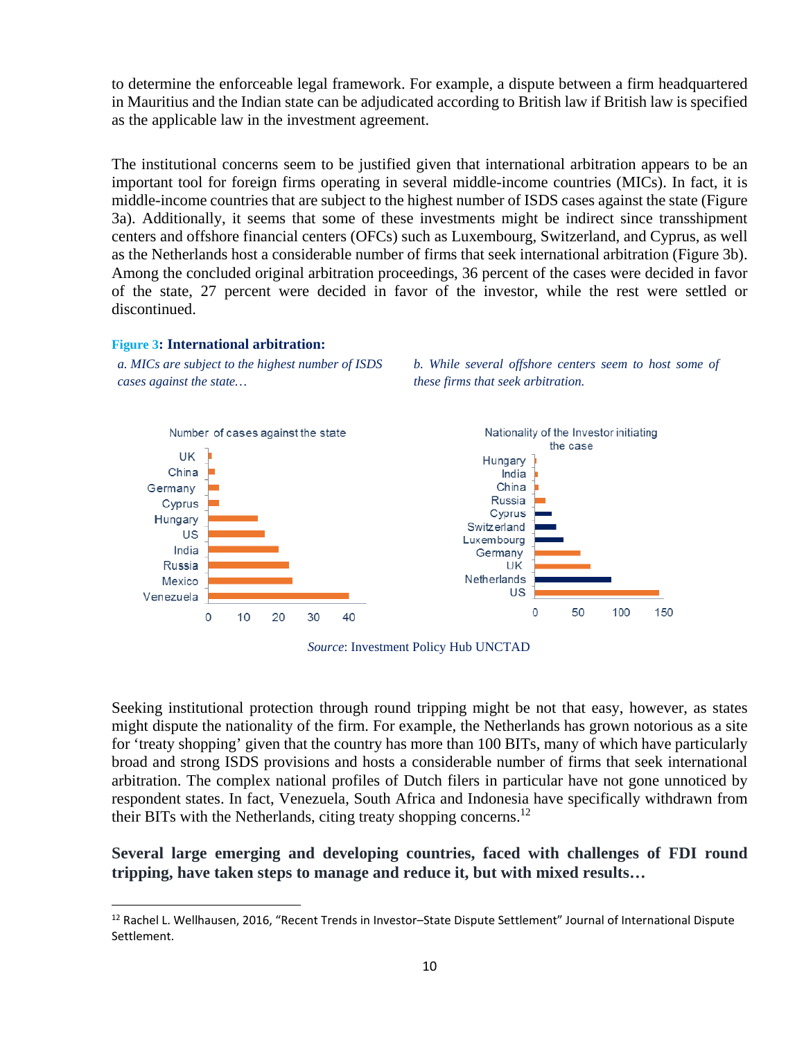to determine the enforceable legal framework. For example, a dispute between a firm headquartered in Mauritius and the Indian state can be adjudicated according to British law if British law is specified as the applicable law in the investment agreement.

The institutional concerns seem to be justified given that international arbitration appears to be an important tool for foreign firms operating in several middle-income countries (MICs). In fact, it is middle-income countries that are subject to the highest number of ISDS cases against the state (Figure 3a). Additionally, it seems that some of these investments might be indirect since transshipment centers and offshore financial centers (OFCs) such as Luxembourg, Switzerland, and Cyprus, as well as the Netherlands host a considerable number of firms that seek international arbitration (Figure 3b). Among the concluded original arbitration proceedings, 36 percent of the cases were decided in favor of the state, 27 percent were decided in favor of the investor, while the rest were settled or discontinued.

**Figure 3: International arbitration:**

*a. MICs are subject to the highest number of ISDS cases against the state…*

*b. While several offshore centers seem to host some of these firms that seek arbitration.*

*Source*: Investment Policy Hub UNCTAD

Seeking institutional protection through round tripping might be not that easy, however, as states might dispute the nationality of the firm. For example, the Netherlands has grown notorious as a site for 'treaty shopping' given that the country has more than 100 BITs, many of which have particularly broad and strong ISDS provisions and hosts a considerable number of firms that seek international arbitration. The complex national profiles of Dutch filers in particular have not gone unnoticed by respondent states. In fact, Venezuela, South Africa and Indonesia have specifically withdrawn from their BITs with the Netherlands, citing treaty shopping concerns.[12]

**Several large emerging and developing countries, faced with challenges of FDI round tripping, have taken steps to manage and reduce it, but with mixed results…**

[12] Rachel L. Wellhausen, 2016, "Recent Trends in Investor–State Dispute Settlement" Journal of International Dispute Settlement.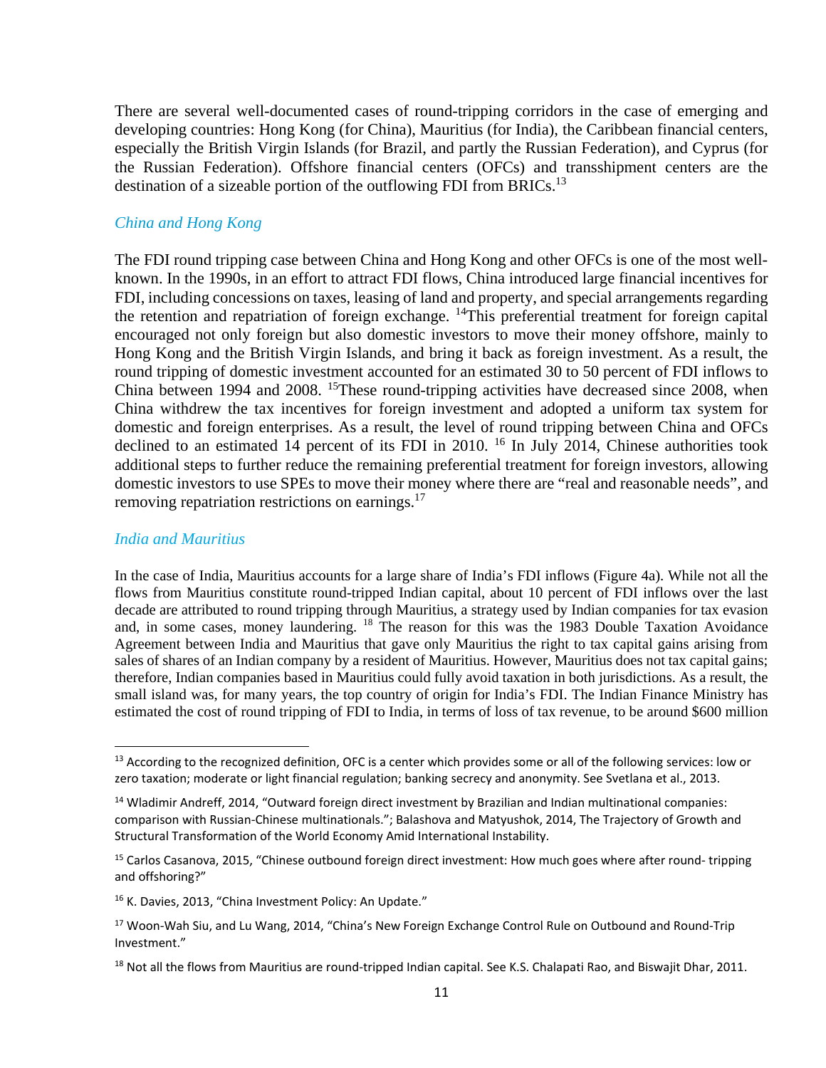There are several well-documented cases of round-tripping corridors in the case of emerging and developing countries: Hong Kong (for China), Mauritius (for India), the Caribbean financial centers, especially the British Virgin Islands (for Brazil, and partly the Russian Federation), and Cyprus (for the Russian Federation). Offshore financial centers (OFCs) and transshipment centers are the destination of a sizeable portion of the outflowing FDI from BRICs.[13]

### *China and Hong Kong*

The FDI round tripping case between China and Hong Kong and other OFCs is one of the most well-known. In the 1990s, in an effort to attract FDI flows, China introduced large financial incentives for FDI, including concessions on taxes, leasing of land and property, and special arrangements regarding the retention and repatriation of foreign exchange. [14]This preferential treatment for foreign capital encouraged not only foreign but also domestic investors to move their money offshore, mainly to Hong Kong and the British Virgin Islands, and bring it back as foreign investment. As a result, the round tripping of domestic investment accounted for an estimated 30 to 50 percent of FDI inflows to China between 1994 and 2008. [15]These round-tripping activities have decreased since 2008, when China withdrew the tax incentives for foreign investment and adopted a uniform tax system for domestic and foreign enterprises. As a result, the level of round tripping between China and OFCs declined to an estimated 14 percent of its FDI in 2010. [16] In July 2014, Chinese authorities took additional steps to further reduce the remaining preferential treatment for foreign investors, allowing domestic investors to use SPEs to move their money where there are "real and reasonable needs", and removing repatriation restrictions on earnings.[17]

### *India and Mauritius*

In the case of India, Mauritius accounts for a large share of India's FDI inflows (Figure 4a). While not all the flows from Mauritius constitute round-tripped Indian capital, about 10 percent of FDI inflows over the last decade are attributed to round tripping through Mauritius, a strategy used by Indian companies for tax evasion and, in some cases, money laundering. [18] The reason for this was the 1983 Double Taxation Avoidance Agreement between India and Mauritius that gave only Mauritius the right to tax capital gains arising from sales of shares of an Indian company by a resident of Mauritius. However, Mauritius does not tax capital gains; therefore, Indian companies based in Mauritius could fully avoid taxation in both jurisdictions. As a result, the small island was, for many years, the top country of origin for India's FDI. The Indian Finance Ministry has estimated the cost of round tripping of FDI to India, in terms of loss of tax revenue, to be around $600 million

---

[13] According to the recognized definition, OFC is a center which provides some or all of the following services: low or zero taxation; moderate or light financial regulation; banking secrecy and anonymity. See Svetlana et al., 2013.

[14] Wladimir Andreff, 2014, "Outward foreign direct investment by Brazilian and Indian multinational companies: comparison with Russian-Chinese multinationals."; Balashova and Matyushok, 2014, The Trajectory of Growth and Structural Transformation of the World Economy Amid International Instability.

[15] Carlos Casanova, 2015, "Chinese outbound foreign direct investment: How much goes where after round- tripping and offshoring?"

[16] K. Davies, 2013, "China Investment Policy: An Update."

[17] Woon-Wah Siu, and Lu Wang, 2014, "China's New Foreign Exchange Control Rule on Outbound and Round-Trip Investment."

[18] Not all the flows from Mauritius are round-tripped Indian capital. See K.S. Chalapati Rao, and Biswajit Dhar, 2011.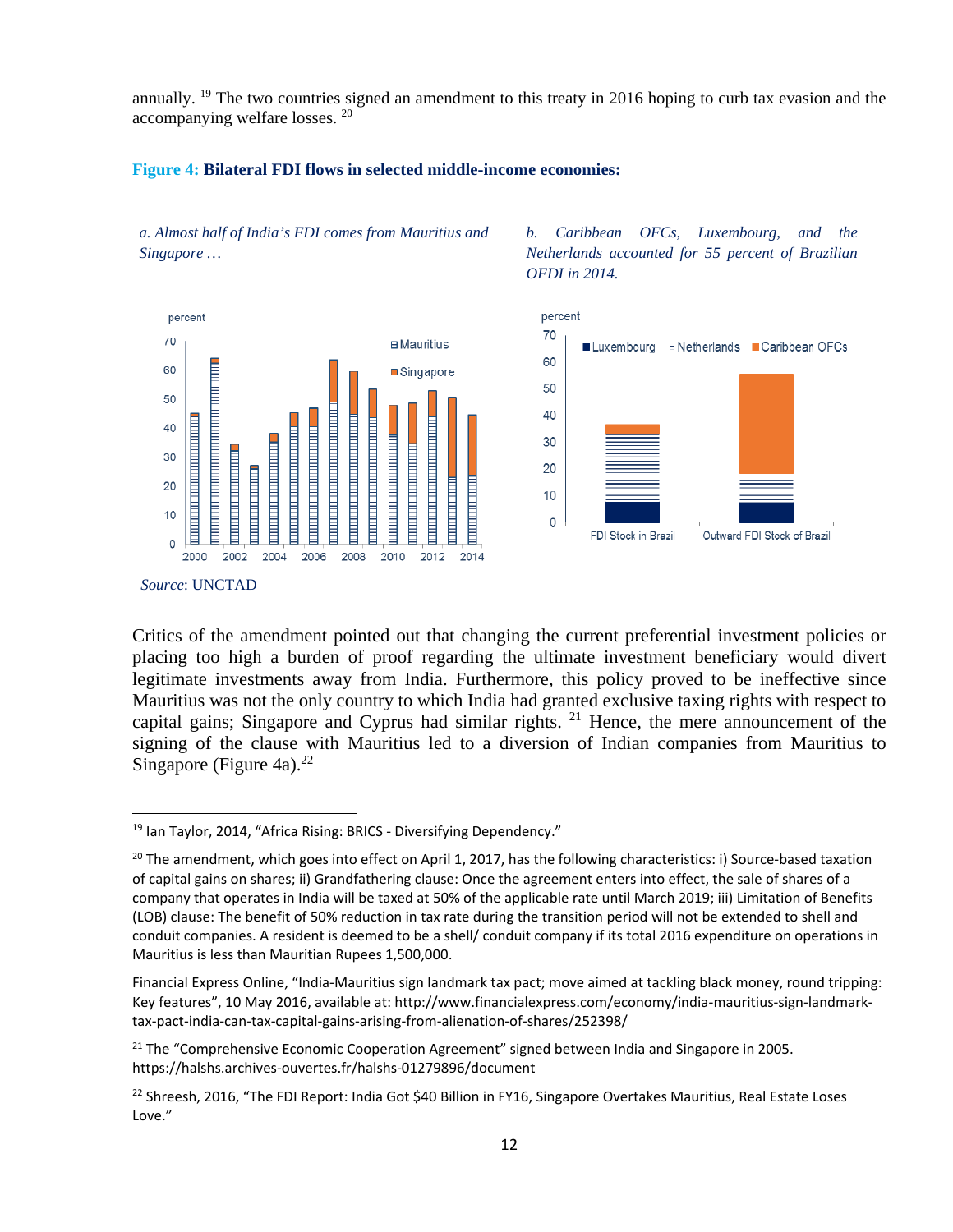annually. [19] The two countries signed an amendment to this treaty in 2016 hoping to curb tax evasion and the accompanying welfare losses. [20]

**Figure 4: Bilateral FDI flows in selected middle-income economies:**

*a. Almost half of India's FDI comes from Mauritius and Singapore …*

*b. Caribbean OFCs, Luxembourg, and the Netherlands accounted for 55 percent of Brazilian OFDI in 2014.*

*Source*: UNCTAD

Critics of the amendment pointed out that changing the current preferential investment policies or placing too high a burden of proof regarding the ultimate investment beneficiary would divert legitimate investments away from India. Furthermore, this policy proved to be ineffective since Mauritius was not the only country to which India had granted exclusive taxing rights with respect to capital gains; Singapore and Cyprus had similar rights. [21] Hence, the mere announcement of the signing of the clause with Mauritius led to a diversion of Indian companies from Mauritius to Singapore (Figure 4a).[22]

---

[19] Ian Taylor, 2014, "Africa Rising: BRICS - Diversifying Dependency."

[20] The amendment, which goes into effect on April 1, 2017, has the following characteristics: i) Source-based taxation of capital gains on shares; ii) Grandfathering clause: Once the agreement enters into effect, the sale of shares of a company that operates in India will be taxed at 50% of the applicable rate until March 2019; iii) Limitation of Benefits (LOB) clause: The benefit of 50% reduction in tax rate during the transition period will not be extended to shell and conduit companies. A resident is deemed to be a shell/ conduit company if its total 2016 expenditure on operations in Mauritius is less than Mauritian Rupees 1,500,000.

Financial Express Online, "India-Mauritius sign landmark tax pact; move aimed at tackling black money, round tripping: Key features", 10 May 2016, available at: http://www.financialexpress.com/economy/india-mauritius-sign-landmark-tax-pact-india-can-tax-capital-gains-arising-from-alienation-of-shares/252398/

[21] The "Comprehensive Economic Cooperation Agreement" signed between India and Singapore in 2005. https://halshs.archives-ouvertes.fr/halshs-01279896/document

[22] Shreesh, 2016, "The FDI Report: India Got $40 Billion in FY16, Singapore Overtakes Mauritius, Real Estate Loses Love."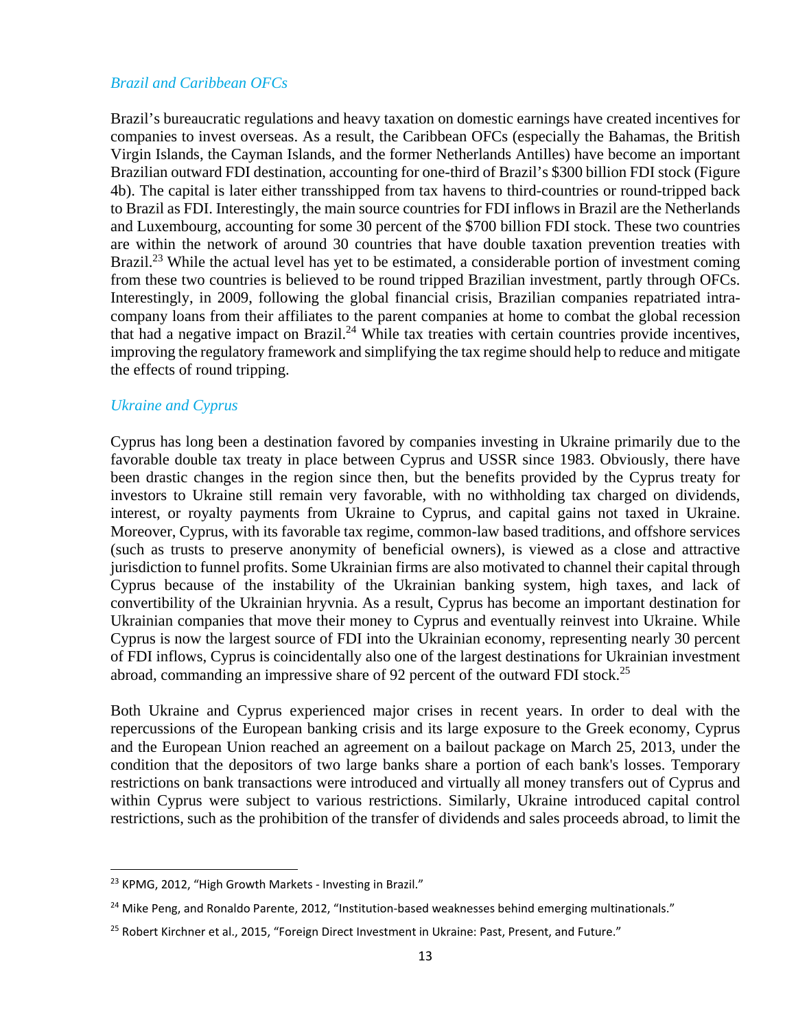### *Brazil and Caribbean OFCs*

Brazil's bureaucratic regulations and heavy taxation on domestic earnings have created incentives for companies to invest overseas. As a result, the Caribbean OFCs (especially the Bahamas, the British Virgin Islands, the Cayman Islands, and the former Netherlands Antilles) have become an important Brazilian outward FDI destination, accounting for one-third of Brazil's $300 billion FDI stock (Figure 4b). The capital is later either transshipped from tax havens to third-countries or round-tripped back to Brazil as FDI. Interestingly, the main source countries for FDI inflows in Brazil are the Netherlands and Luxembourg, accounting for some 30 percent of the $700 billion FDI stock. These two countries are within the network of around 30 countries that have double taxation prevention treaties with Brazil.[23] While the actual level has yet to be estimated, a considerable portion of investment coming from these two countries is believed to be round tripped Brazilian investment, partly through OFCs. Interestingly, in 2009, following the global financial crisis, Brazilian companies repatriated intra-company loans from their affiliates to the parent companies at home to combat the global recession that had a negative impact on Brazil.[24] While tax treaties with certain countries provide incentives, improving the regulatory framework and simplifying the tax regime should help to reduce and mitigate the effects of round tripping.

### *Ukraine and Cyprus*

Cyprus has long been a destination favored by companies investing in Ukraine primarily due to the favorable double tax treaty in place between Cyprus and USSR since 1983. Obviously, there have been drastic changes in the region since then, but the benefits provided by the Cyprus treaty for investors to Ukraine still remain very favorable, with no withholding tax charged on dividends, interest, or royalty payments from Ukraine to Cyprus, and capital gains not taxed in Ukraine. Moreover, Cyprus, with its favorable tax regime, common-law based traditions, and offshore services (such as trusts to preserve anonymity of beneficial owners), is viewed as a close and attractive jurisdiction to funnel profits. Some Ukrainian firms are also motivated to channel their capital through Cyprus because of the instability of the Ukrainian banking system, high taxes, and lack of convertibility of the Ukrainian hryvnia. As a result, Cyprus has become an important destination for Ukrainian companies that move their money to Cyprus and eventually reinvest into Ukraine. While Cyprus is now the largest source of FDI into the Ukrainian economy, representing nearly 30 percent of FDI inflows, Cyprus is coincidentally also one of the largest destinations for Ukrainian investment abroad, commanding an impressive share of 92 percent of the outward FDI stock.[25]

Both Ukraine and Cyprus experienced major crises in recent years. In order to deal with the repercussions of the European banking crisis and its large exposure to the Greek economy, Cyprus and the European Union reached an agreement on a bailout package on March 25, 2013, under the condition that the depositors of two large banks share a portion of each bank's losses. Temporary restrictions on bank transactions were introduced and virtually all money transfers out of Cyprus and within Cyprus were subject to various restrictions. Similarly, Ukraine introduced capital control restrictions, such as the prohibition of the transfer of dividends and sales proceeds abroad, to limit the

---

[23] KPMG, 2012, "High Growth Markets - Investing in Brazil."

[24] Mike Peng, and Ronaldo Parente, 2012, "Institution-based weaknesses behind emerging multinationals."

[25] Robert Kirchner et al., 2015, "Foreign Direct Investment in Ukraine: Past, Present, and Future."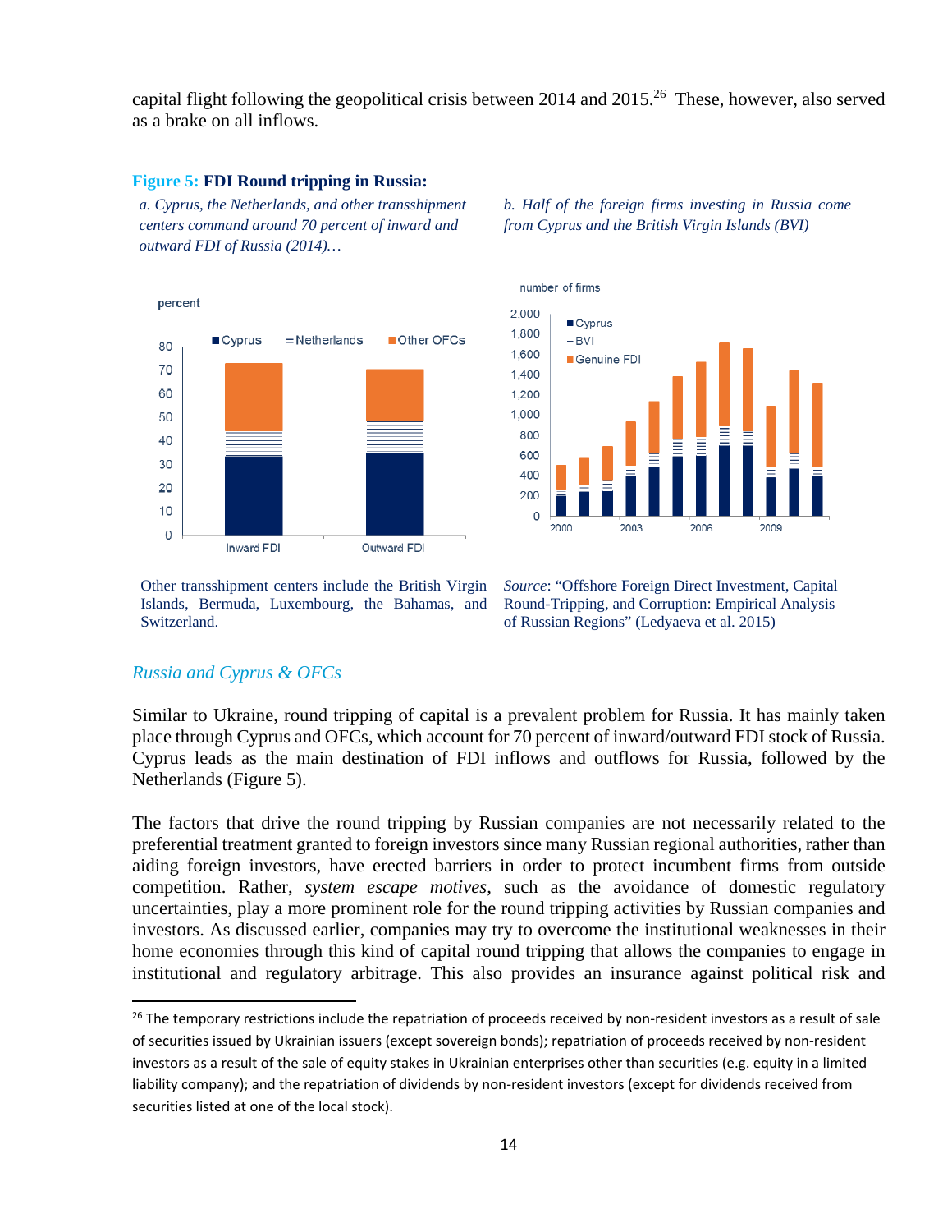capital flight following the geopolitical crisis between 2014 and 2015.[26] These, however, also served as a brake on all inflows.

**Figure 5: FDI Round tripping in Russia:**

*a. Cyprus, the Netherlands, and other transshipment centers command around 70 percent of inward and outward FDI of Russia (2014)…*

*b. Half of the foreign firms investing in Russia come from Cyprus and the British Virgin Islands (BVI)*

Other transshipment centers include the British Virgin Islands, Bermuda, Luxembourg, the Bahamas, and Switzerland.

*Source*: "Offshore Foreign Direct Investment, Capital Round-Tripping, and Corruption: Empirical Analysis of Russian Regions" (Ledyaeva et al. 2015)

## *Russia and Cyprus & OFCs*

Similar to Ukraine, round tripping of capital is a prevalent problem for Russia. It has mainly taken place through Cyprus and OFCs, which account for 70 percent of inward/outward FDI stock of Russia. Cyprus leads as the main destination of FDI inflows and outflows for Russia, followed by the Netherlands (Figure 5).

The factors that drive the round tripping by Russian companies are not necessarily related to the preferential treatment granted to foreign investors since many Russian regional authorities, rather than aiding foreign investors, have erected barriers in order to protect incumbent firms from outside competition. Rather, *system escape motives*, such as the avoidance of domestic regulatory uncertainties, play a more prominent role for the round tripping activities by Russian companies and investors. As discussed earlier, companies may try to overcome the institutional weaknesses in their home economies through this kind of capital round tripping that allows the companies to engage in institutional and regulatory arbitrage. This also provides an insurance against political risk and

[26] The temporary restrictions include the repatriation of proceeds received by non-resident investors as a result of sale of securities issued by Ukrainian issuers (except sovereign bonds); repatriation of proceeds received by non-resident investors as a result of the sale of equity stakes in Ukrainian enterprises other than securities (e.g. equity in a limited liability company); and the repatriation of dividends by non-resident investors (except for dividends received from securities listed at one of the local stock).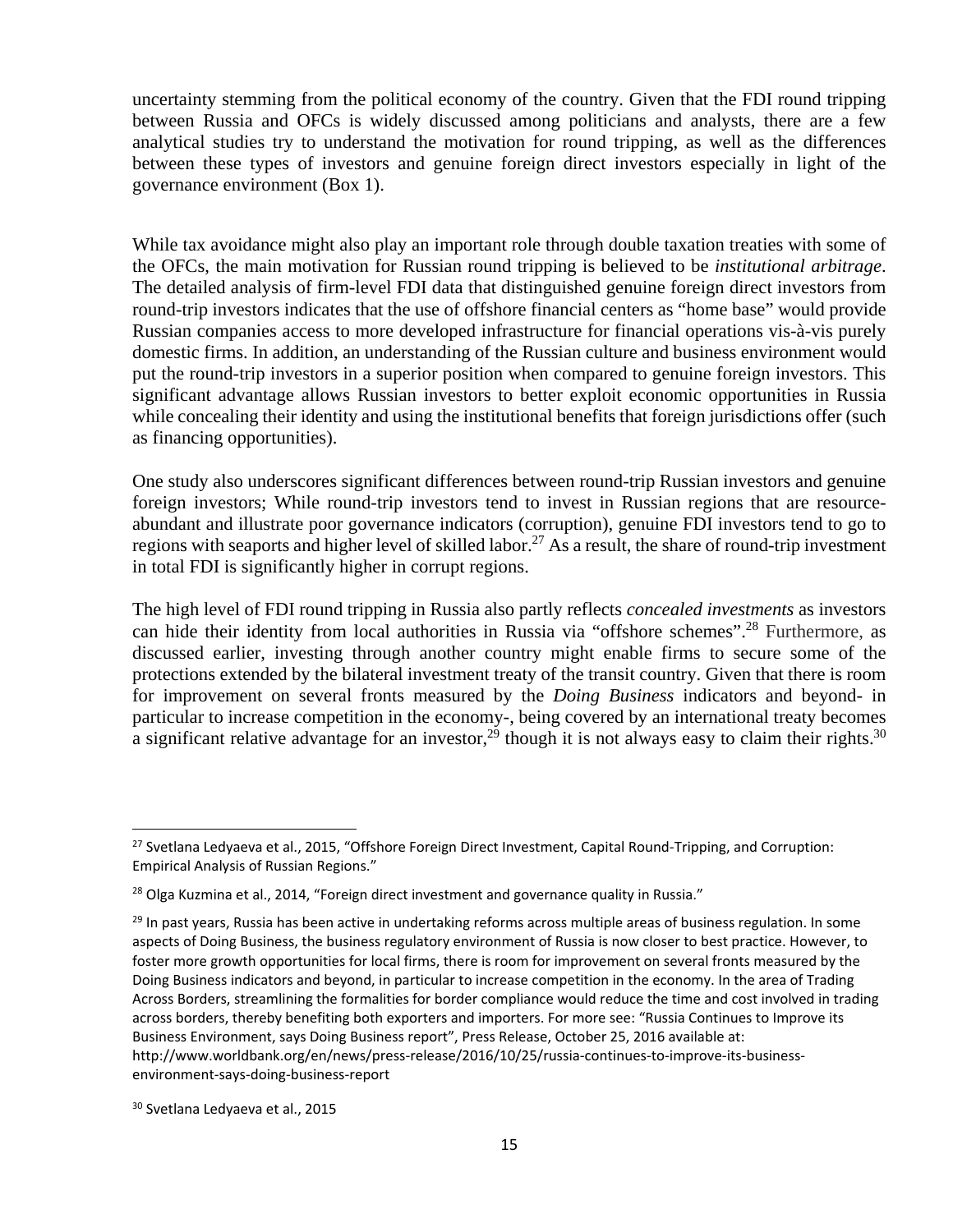uncertainty stemming from the political economy of the country. Given that the FDI round tripping between Russia and OFCs is widely discussed among politicians and analysts, there are a few analytical studies try to understand the motivation for round tripping, as well as the differences between these types of investors and genuine foreign direct investors especially in light of the governance environment (Box 1).

While tax avoidance might also play an important role through double taxation treaties with some of the OFCs, the main motivation for Russian round tripping is believed to be *institutional arbitrage*. The detailed analysis of firm-level FDI data that distinguished genuine foreign direct investors from round-trip investors indicates that the use of offshore financial centers as "home base" would provide Russian companies access to more developed infrastructure for financial operations vis-à-vis purely domestic firms. In addition, an understanding of the Russian culture and business environment would put the round-trip investors in a superior position when compared to genuine foreign investors. This significant advantage allows Russian investors to better exploit economic opportunities in Russia while concealing their identity and using the institutional benefits that foreign jurisdictions offer (such as financing opportunities).

One study also underscores significant differences between round-trip Russian investors and genuine foreign investors; While round-trip investors tend to invest in Russian regions that are resource-abundant and illustrate poor governance indicators (corruption), genuine FDI investors tend to go to regions with seaports and higher level of skilled labor.[27] As a result, the share of round-trip investment in total FDI is significantly higher in corrupt regions.

The high level of FDI round tripping in Russia also partly reflects *concealed investments* as investors can hide their identity from local authorities in Russia via "offshore schemes".[28] Furthermore, as discussed earlier, investing through another country might enable firms to secure some of the protections extended by the bilateral investment treaty of the transit country. Given that there is room for improvement on several fronts measured by the *Doing Business* indicators and beyond- in particular to increase competition in the economy-, being covered by an international treaty becomes a significant relative advantage for an investor,[29] though it is not always easy to claim their rights.[30]

---

[27] Svetlana Ledyaeva et al., 2015, "Offshore Foreign Direct Investment, Capital Round-Tripping, and Corruption: Empirical Analysis of Russian Regions."

[28] Olga Kuzmina et al., 2014, "Foreign direct investment and governance quality in Russia."

[29] In past years, Russia has been active in undertaking reforms across multiple areas of business regulation. In some aspects of Doing Business, the business regulatory environment of Russia is now closer to best practice. However, to foster more growth opportunities for local firms, there is room for improvement on several fronts measured by the Doing Business indicators and beyond, in particular to increase competition in the economy. In the area of Trading Across Borders, streamlining the formalities for border compliance would reduce the time and cost involved in trading across borders, thereby benefiting both exporters and importers. For more see: "Russia Continues to Improve its Business Environment, says Doing Business report", Press Release, October 25, 2016 available at: http://www.worldbank.org/en/news/press-release/2016/10/25/russia-continues-to-improve-its-business-environment-says-doing-business-report

[30] Svetlana Ledyaeva et al., 2015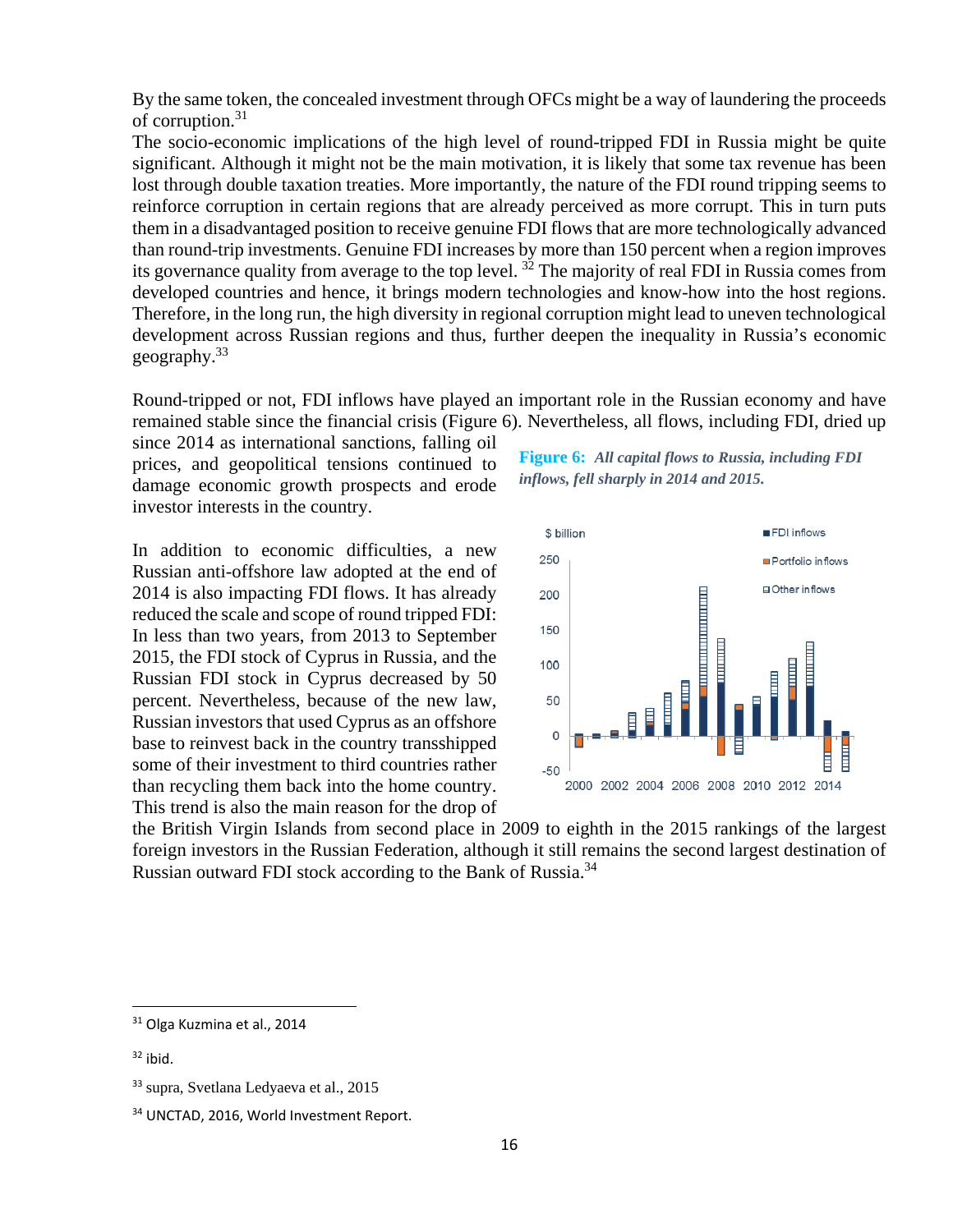By the same token, the concealed investment through OFCs might be a way of laundering the proceeds of corruption.[31]

The socio-economic implications of the high level of round-tripped FDI in Russia might be quite significant. Although it might not be the main motivation, it is likely that some tax revenue has been lost through double taxation treaties. More importantly, the nature of the FDI round tripping seems to reinforce corruption in certain regions that are already perceived as more corrupt. This in turn puts them in a disadvantaged position to receive genuine FDI flows that are more technologically advanced than round-trip investments. Genuine FDI increases by more than 150 percent when a region improves its governance quality from average to the top level. [32] The majority of real FDI in Russia comes from developed countries and hence, it brings modern technologies and know-how into the host regions. Therefore, in the long run, the high diversity in regional corruption might lead to uneven technological development across Russian regions and thus, further deepen the inequality in Russia's economic geography.[33]

Round-tripped or not, FDI inflows have played an important role in the Russian economy and have remained stable since the financial crisis (Figure 6). Nevertheless, all flows, including FDI, dried up since 2014 as international sanctions, falling oil prices, and geopolitical tensions continued to damage economic growth prospects and erode investor interests in the country.

**Figure 6:** ***All capital flows to Russia, including FDI inflows, fell sharply in 2014 and 2015.***

In addition to economic difficulties, a new Russian anti-offshore law adopted at the end of 2014 is also impacting FDI flows. It has already reduced the scale and scope of round tripped FDI: In less than two years, from 2013 to September 2015, the FDI stock of Cyprus in Russia, and the Russian FDI stock in Cyprus decreased by 50 percent. Nevertheless, because of the new law, Russian investors that used Cyprus as an offshore base to reinvest back in the country transshipped some of their investment to third countries rather than recycling them back into the home country. This trend is also the main reason for the drop of the British Virgin Islands from second place in 2009 to eighth in the 2015 rankings of the largest foreign investors in the Russian Federation, although it still remains the second largest destination of Russian outward FDI stock according to the Bank of Russia.[34]

---

[31] Olga Kuzmina et al., 2014

[32] ibid.

[33] supra, Svetlana Ledyaeva et al., 2015

[34] UNCTAD, 2016, World Investment Report.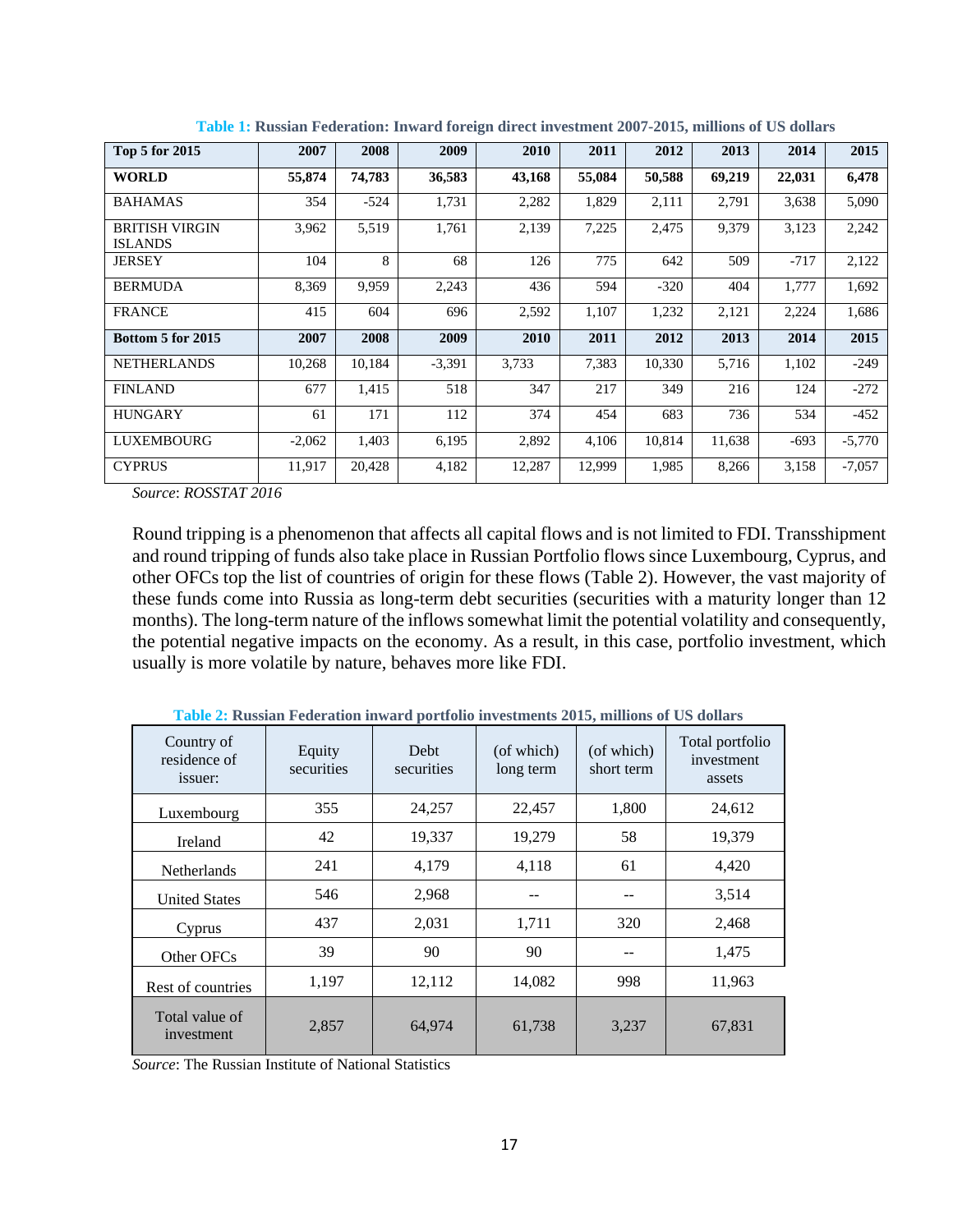**Table 1:** **Russian Federation: Inward foreign direct investment 2007-2015, millions of US dollars**

| **Top 5 for 2015** | **2007** | **2008** | **2009** | **2010** | **2011** | **2012** | **2013** | **2014** | **2015** |
|---|---|---|---|---|---|---|---|---|---|
| **WORLD** | **55,874** | **74,783** | **36,583** | **43,168** | **55,084** | **50,588** | **69,219** | **22,031** | **6,478** |
| BAHAMAS | 354 | -524 | 1,731 | 2,282 | 1,829 | 2,111 | 2,791 | 3,638 | 5,090 |
| BRITISH VIRGIN ISLANDS | 3,962 | 5,519 | 1,761 | 2,139 | 7,225 | 2,475 | 9,379 | 3,123 | 2,242 |
| JERSEY | 104 | 8 | 68 | 126 | 775 | 642 | 509 | -717 | 2,122 |
| BERMUDA | 8,369 | 9,959 | 2,243 | 436 | 594 | -320 | 404 | 1,777 | 1,692 |
| FRANCE | 415 | 604 | 696 | 2,592 | 1,107 | 1,232 | 2,121 | 2,224 | 1,686 |
| **Bottom 5 for 2015** | **2007** | **2008** | **2009** | **2010** | **2011** | **2012** | **2013** | **2014** | **2015** |
| NETHERLANDS | 10,268 | 10,184 | -3,391 | 3,733 | 7,383 | 10,330 | 5,716 | 1,102 | -249 |
| FINLAND | 677 | 1,415 | 518 | 347 | 217 | 349 | 216 | 124 | -272 |
| HUNGARY | 61 | 171 | 112 | 374 | 454 | 683 | 736 | 534 | -452 |
| LUXEMBOURG | -2,062 | 1,403 | 6,195 | 2,892 | 4,106 | 10,814 | 11,638 | -693 | -5,770 |
| CYPRUS | 11,917 | 20,428 | 4,182 | 12,287 | 12,999 | 1,985 | 8,266 | 3,158 | -7,057 |

*Source*: *ROSSTAT 2016*

Round tripping is a phenomenon that affects all capital flows and is not limited to FDI. Transshipment and round tripping of funds also take place in Russian Portfolio flows since Luxembourg, Cyprus, and other OFCs top the list of countries of origin for these flows (Table 2). However, the vast majority of these funds come into Russia as long-term debt securities (securities with a maturity longer than 12 months). The long-term nature of the inflows somewhat limit the potential volatility and consequently, the potential negative impacts on the economy. As a result, in this case, portfolio investment, which usually is more volatile by nature, behaves more like FDI.

**Table 2:** **Russian Federation inward portfolio investments 2015, millions of US dollars**

| Country of residence of issuer: | Equity securities | Debt securities | (of which) long term | (of which) short term | Total portfolio investment assets |
|---|---|---|---|---|---|
| Luxembourg | 355 | 24,257 | 22,457 | 1,800 | 24,612 |
| Ireland | 42 | 19,337 | 19,279 | 58 | 19,379 |
| Netherlands | 241 | 4,179 | 4,118 | 61 | 4,420 |
| United States | 546 | 2,968 | -- | -- | 3,514 |
| Cyprus | 437 | 2,031 | 1,711 | 320 | 2,468 |
| Other OFCs | 39 | 90 | 90 | -- | 1,475 |
| Rest of countries | 1,197 | 12,112 | 14,082 | 998 | 11,963 |
| Total value of investment | 2,857 | 64,974 | 61,738 | 3,237 | 67,831 |

*Source*: The Russian Institute of National Statistics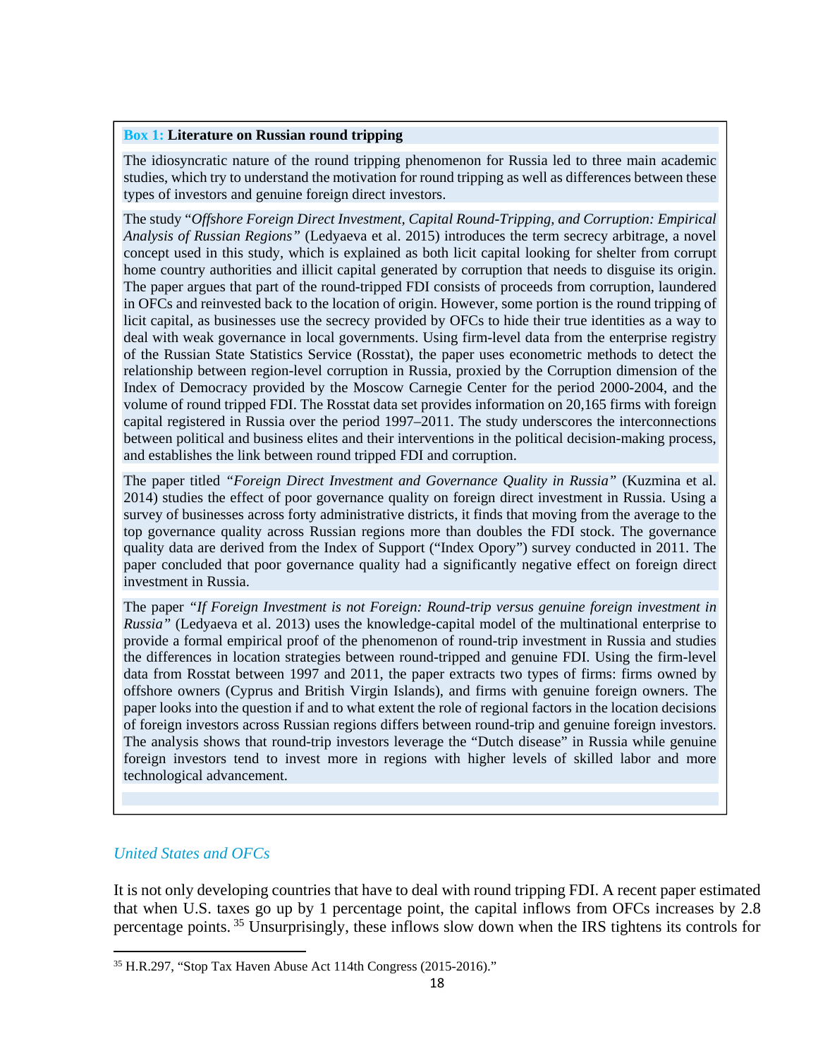**Box 1: Literature on Russian round tripping**

The idiosyncratic nature of the round tripping phenomenon for Russia led to three main academic studies, which try to understand the motivation for round tripping as well as differences between these types of investors and genuine foreign direct investors.

The study "*Offshore Foreign Direct Investment, Capital Round-Tripping, and Corruption: Empirical Analysis of Russian Regions*" (Ledyaeva et al. 2015) introduces the term secrecy arbitrage, a novel concept used in this study, which is explained as both licit capital looking for shelter from corrupt home country authorities and illicit capital generated by corruption that needs to disguise its origin. The paper argues that part of the round-tripped FDI consists of proceeds from corruption, laundered in OFCs and reinvested back to the location of origin. However, some portion is the round tripping of licit capital, as businesses use the secrecy provided by OFCs to hide their true identities as a way to deal with weak governance in local governments. Using firm-level data from the enterprise registry of the Russian State Statistics Service (Rosstat), the paper uses econometric methods to detect the relationship between region-level corruption in Russia, proxied by the Corruption dimension of the Index of Democracy provided by the Moscow Carnegie Center for the period 2000-2004, and the volume of round tripped FDI. The Rosstat data set provides information on 20,165 firms with foreign capital registered in Russia over the period 1997–2011. The study underscores the interconnections between political and business elites and their interventions in the political decision-making process, and establishes the link between round tripped FDI and corruption.

The paper titled *"Foreign Direct Investment and Governance Quality in Russia"* (Kuzmina et al. 2014) studies the effect of poor governance quality on foreign direct investment in Russia. Using a survey of businesses across forty administrative districts, it finds that moving from the average to the top governance quality across Russian regions more than doubles the FDI stock. The governance quality data are derived from the Index of Support ("Index Opory") survey conducted in 2011. The paper concluded that poor governance quality had a significantly negative effect on foreign direct investment in Russia.

The paper *"If Foreign Investment is not Foreign: Round-trip versus genuine foreign investment in Russia"* (Ledyaeva et al. 2013) uses the knowledge-capital model of the multinational enterprise to provide a formal empirical proof of the phenomenon of round-trip investment in Russia and studies the differences in location strategies between round-tripped and genuine FDI. Using the firm-level data from Rosstat between 1997 and 2011, the paper extracts two types of firms: firms owned by offshore owners (Cyprus and British Virgin Islands), and firms with genuine foreign owners. The paper looks into the question if and to what extent the role of regional factors in the location decisions of foreign investors across Russian regions differs between round-trip and genuine foreign investors. The analysis shows that round-trip investors leverage the "Dutch disease" in Russia while genuine foreign investors tend to invest more in regions with higher levels of skilled labor and more technological advancement.

### *United States and OFCs*

It is not only developing countries that have to deal with round tripping FDI. A recent paper estimated that when U.S. taxes go up by 1 percentage point, the capital inflows from OFCs increases by 2.8 percentage points. [35] Unsurprisingly, these inflows slow down when the IRS tightens its controls for

[35] H.R.297, "Stop Tax Haven Abuse Act 114th Congress (2015-2016)."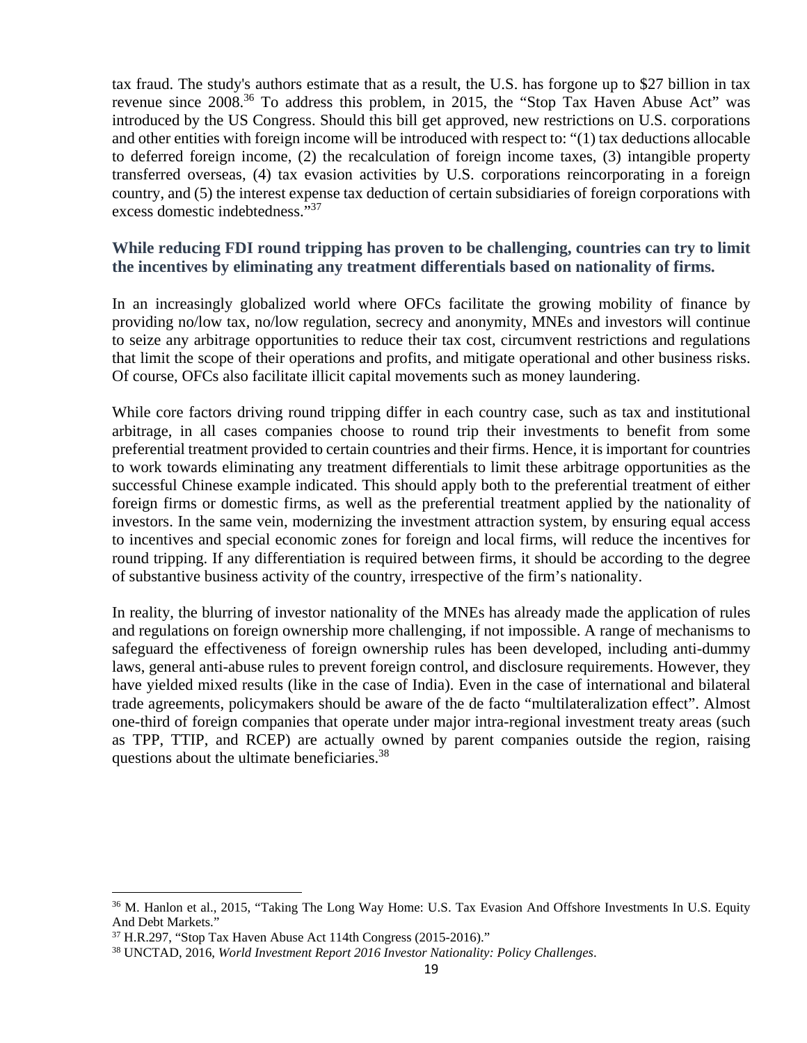tax fraud. The study's authors estimate that as a result, the U.S. has forgone up to $27 billion in tax revenue since 2008.[36] To address this problem, in 2015, the "Stop Tax Haven Abuse Act" was introduced by the US Congress. Should this bill get approved, new restrictions on U.S. corporations and other entities with foreign income will be introduced with respect to: "(1) tax deductions allocable to deferred foreign income, (2) the recalculation of foreign income taxes, (3) intangible property transferred overseas, (4) tax evasion activities by U.S. corporations reincorporating in a foreign country, and (5) the interest expense tax deduction of certain subsidiaries of foreign corporations with excess domestic indebtedness."[37]

### While reducing FDI round tripping has proven to be challenging, countries can try to limit the incentives by eliminating any treatment differentials based on nationality of firms.

In an increasingly globalized world where OFCs facilitate the growing mobility of finance by providing no/low tax, no/low regulation, secrecy and anonymity, MNEs and investors will continue to seize any arbitrage opportunities to reduce their tax cost, circumvent restrictions and regulations that limit the scope of their operations and profits, and mitigate operational and other business risks. Of course, OFCs also facilitate illicit capital movements such as money laundering.

While core factors driving round tripping differ in each country case, such as tax and institutional arbitrage, in all cases companies choose to round trip their investments to benefit from some preferential treatment provided to certain countries and their firms. Hence, it is important for countries to work towards eliminating any treatment differentials to limit these arbitrage opportunities as the successful Chinese example indicated. This should apply both to the preferential treatment of either foreign firms or domestic firms, as well as the preferential treatment applied by the nationality of investors. In the same vein, modernizing the investment attraction system, by ensuring equal access to incentives and special economic zones for foreign and local firms, will reduce the incentives for round tripping. If any differentiation is required between firms, it should be according to the degree of substantive business activity of the country, irrespective of the firm's nationality.

In reality, the blurring of investor nationality of the MNEs has already made the application of rules and regulations on foreign ownership more challenging, if not impossible. A range of mechanisms to safeguard the effectiveness of foreign ownership rules has been developed, including anti-dummy laws, general anti-abuse rules to prevent foreign control, and disclosure requirements. However, they have yielded mixed results (like in the case of India). Even in the case of international and bilateral trade agreements, policymakers should be aware of the de facto "multilateralization effect". Almost one-third of foreign companies that operate under major intra-regional investment treaty areas (such as TPP, TTIP, and RCEP) are actually owned by parent companies outside the region, raising questions about the ultimate beneficiaries.[38]

---

[36] M. Hanlon et al., 2015, "Taking The Long Way Home: U.S. Tax Evasion And Offshore Investments In U.S. Equity And Debt Markets."

[37] H.R.297, "Stop Tax Haven Abuse Act 114th Congress (2015-2016)."

[38] UNCTAD, 2016, *World Investment Report 2016 Investor Nationality: Policy Challenges*.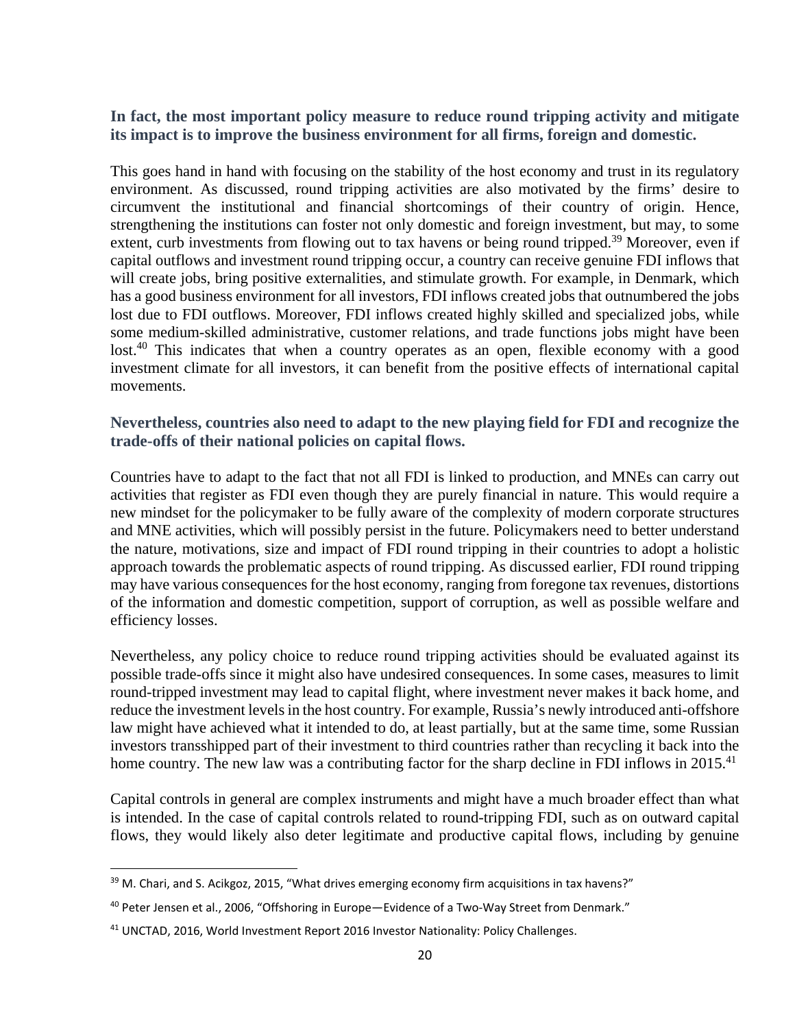**In fact, the most important policy measure to reduce round tripping activity and mitigate its impact is to improve the business environment for all firms, foreign and domestic.**

This goes hand in hand with focusing on the stability of the host economy and trust in its regulatory environment. As discussed, round tripping activities are also motivated by the firms' desire to circumvent the institutional and financial shortcomings of their country of origin. Hence, strengthening the institutions can foster not only domestic and foreign investment, but may, to some extent, curb investments from flowing out to tax havens or being round tripped.[39] Moreover, even if capital outflows and investment round tripping occur, a country can receive genuine FDI inflows that will create jobs, bring positive externalities, and stimulate growth. For example, in Denmark, which has a good business environment for all investors, FDI inflows created jobs that outnumbered the jobs lost due to FDI outflows. Moreover, FDI inflows created highly skilled and specialized jobs, while some medium-skilled administrative, customer relations, and trade functions jobs might have been lost.[40] This indicates that when a country operates as an open, flexible economy with a good investment climate for all investors, it can benefit from the positive effects of international capital movements.

**Nevertheless, countries also need to adapt to the new playing field for FDI and recognize the trade-offs of their national policies on capital flows.**

Countries have to adapt to the fact that not all FDI is linked to production, and MNEs can carry out activities that register as FDI even though they are purely financial in nature. This would require a new mindset for the policymaker to be fully aware of the complexity of modern corporate structures and MNE activities, which will possibly persist in the future. Policymakers need to better understand the nature, motivations, size and impact of FDI round tripping in their countries to adopt a holistic approach towards the problematic aspects of round tripping. As discussed earlier, FDI round tripping may have various consequences for the host economy, ranging from foregone tax revenues, distortions of the information and domestic competition, support of corruption, as well as possible welfare and efficiency losses.

Nevertheless, any policy choice to reduce round tripping activities should be evaluated against its possible trade-offs since it might also have undesired consequences. In some cases, measures to limit round-tripped investment may lead to capital flight, where investment never makes it back home, and reduce the investment levels in the host country. For example, Russia's newly introduced anti-offshore law might have achieved what it intended to do, at least partially, but at the same time, some Russian investors transshipped part of their investment to third countries rather than recycling it back into the home country. The new law was a contributing factor for the sharp decline in FDI inflows in 2015.[41]

Capital controls in general are complex instruments and might have a much broader effect than what is intended. In the case of capital controls related to round-tripping FDI, such as on outward capital flows, they would likely also deter legitimate and productive capital flows, including by genuine

---

[39] M. Chari, and S. Acikgoz, 2015, "What drives emerging economy firm acquisitions in tax havens?"

[40] Peter Jensen et al., 2006, "Offshoring in Europe—Evidence of a Two-Way Street from Denmark."

[41] UNCTAD, 2016, World Investment Report 2016 Investor Nationality: Policy Challenges.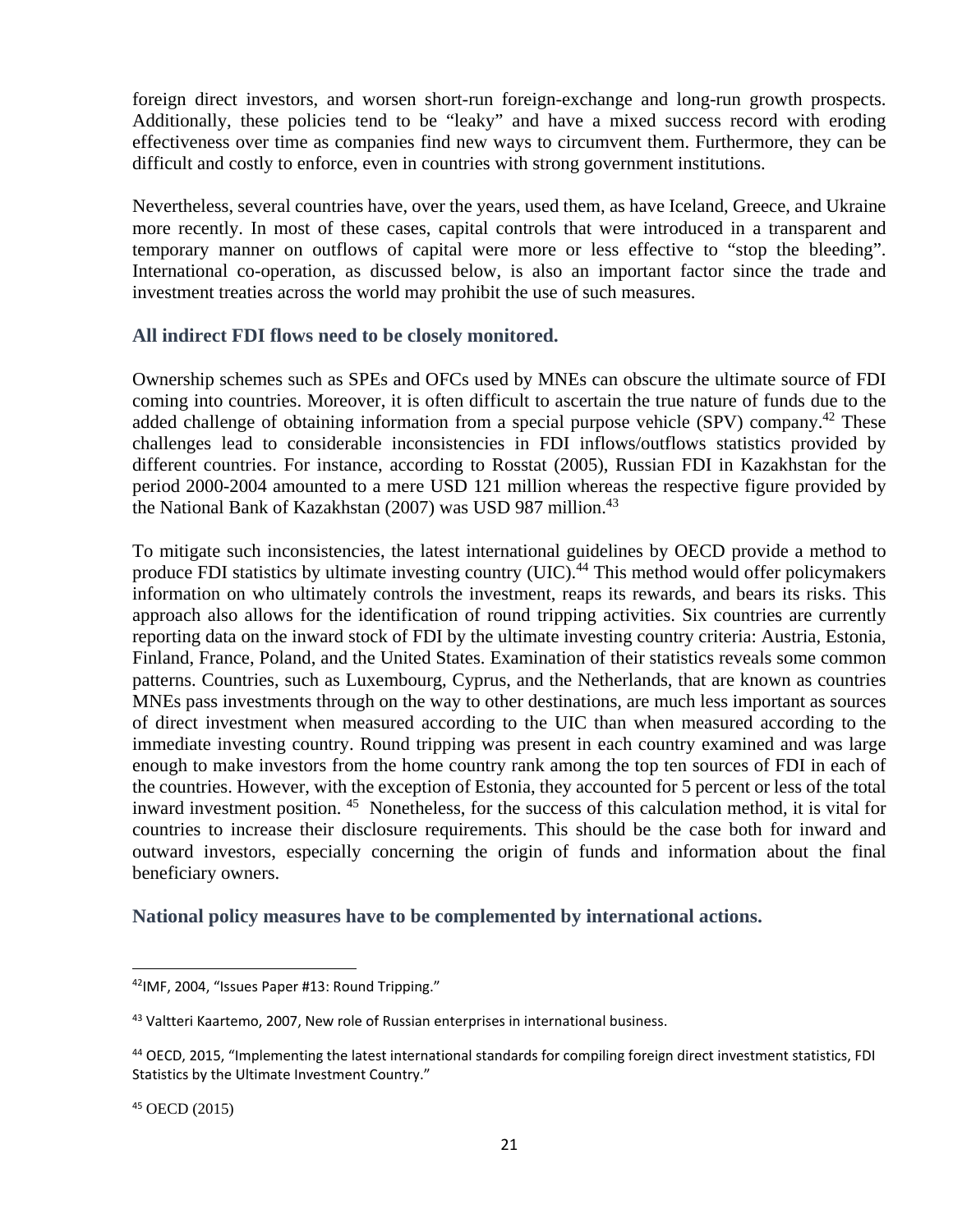foreign direct investors, and worsen short-run foreign-exchange and long-run growth prospects. Additionally, these policies tend to be "leaky" and have a mixed success record with eroding effectiveness over time as companies find new ways to circumvent them. Furthermore, they can be difficult and costly to enforce, even in countries with strong government institutions.

Nevertheless, several countries have, over the years, used them, as have Iceland, Greece, and Ukraine more recently. In most of these cases, capital controls that were introduced in a transparent and temporary manner on outflows of capital were more or less effective to "stop the bleeding". International co-operation, as discussed below, is also an important factor since the trade and investment treaties across the world may prohibit the use of such measures.

### All indirect FDI flows need to be closely monitored.

Ownership schemes such as SPEs and OFCs used by MNEs can obscure the ultimate source of FDI coming into countries. Moreover, it is often difficult to ascertain the true nature of funds due to the added challenge of obtaining information from a special purpose vehicle (SPV) company.[42] These challenges lead to considerable inconsistencies in FDI inflows/outflows statistics provided by different countries. For instance, according to Rosstat (2005), Russian FDI in Kazakhstan for the period 2000-2004 amounted to a mere USD 121 million whereas the respective figure provided by the National Bank of Kazakhstan (2007) was USD 987 million.[43]

To mitigate such inconsistencies, the latest international guidelines by OECD provide a method to produce FDI statistics by ultimate investing country (UIC).[44] This method would offer policymakers information on who ultimately controls the investment, reaps its rewards, and bears its risks. This approach also allows for the identification of round tripping activities. Six countries are currently reporting data on the inward stock of FDI by the ultimate investing country criteria: Austria, Estonia, Finland, France, Poland, and the United States. Examination of their statistics reveals some common patterns. Countries, such as Luxembourg, Cyprus, and the Netherlands, that are known as countries MNEs pass investments through on the way to other destinations, are much less important as sources of direct investment when measured according to the UIC than when measured according to the immediate investing country. Round tripping was present in each country examined and was large enough to make investors from the home country rank among the top ten sources of FDI in each of the countries. However, with the exception of Estonia, they accounted for 5 percent or less of the total inward investment position. [45] Nonetheless, for the success of this calculation method, it is vital for countries to increase their disclosure requirements. This should be the case both for inward and outward investors, especially concerning the origin of funds and information about the final beneficiary owners.

### National policy measures have to be complemented by international actions.

---

[42] IMF, 2004, "Issues Paper #13: Round Tripping."

[43] Valtteri Kaartemo, 2007, New role of Russian enterprises in international business.

[44] OECD, 2015, "Implementing the latest international standards for compiling foreign direct investment statistics, FDI Statistics by the Ultimate Investment Country."

[45] OECD (2015)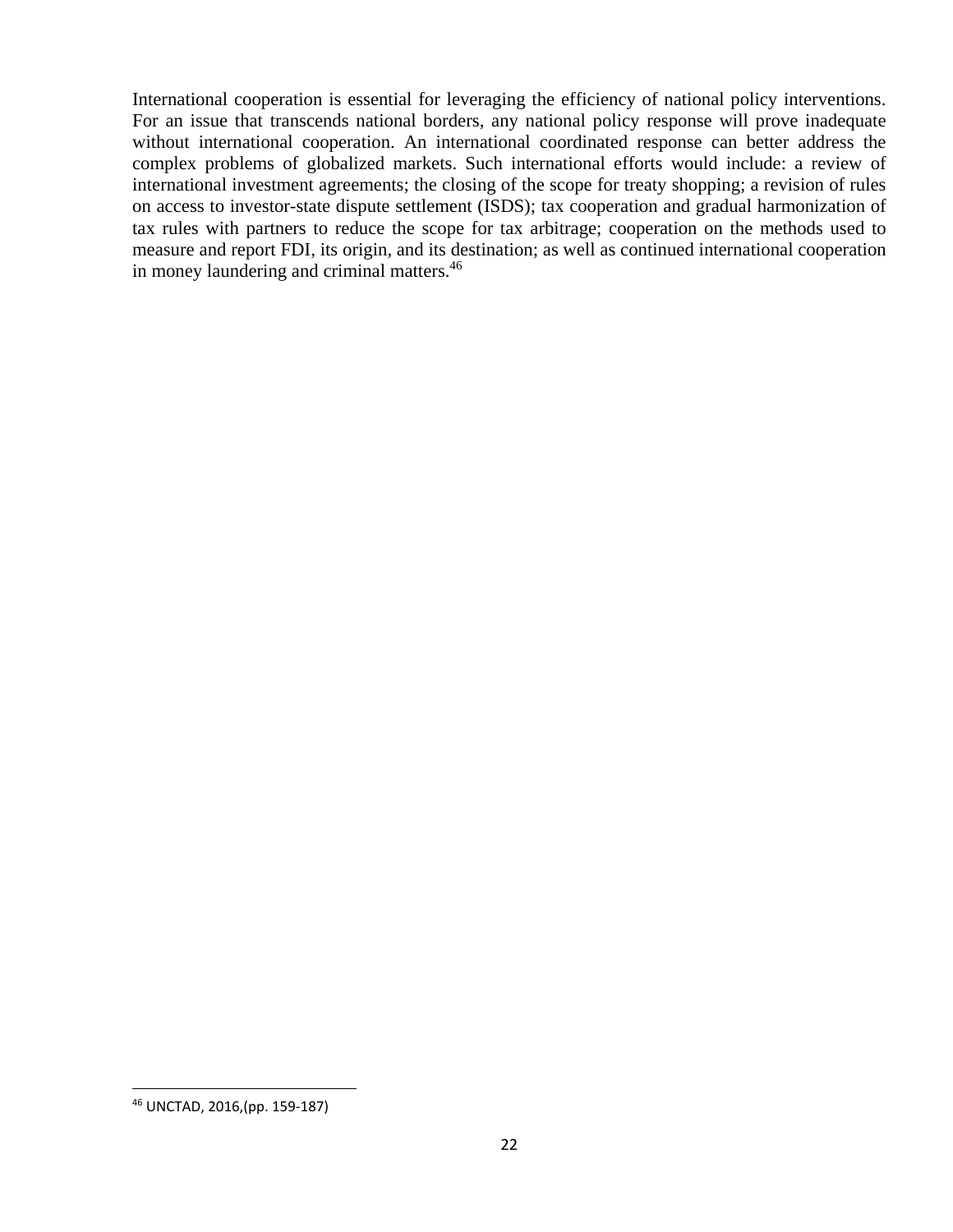International cooperation is essential for leveraging the efficiency of national policy interventions. For an issue that transcends national borders, any national policy response will prove inadequate without international cooperation. An international coordinated response can better address the complex problems of globalized markets. Such international efforts would include: a review of international investment agreements; the closing of the scope for treaty shopping; a revision of rules on access to investor-state dispute settlement (ISDS); tax cooperation and gradual harmonization of tax rules with partners to reduce the scope for tax arbitrage; cooperation on the methods used to measure and report FDI, its origin, and its destination; as well as continued international cooperation in money laundering and criminal matters.[46]

---

[46] UNCTAD, 2016,(pp. 159-187)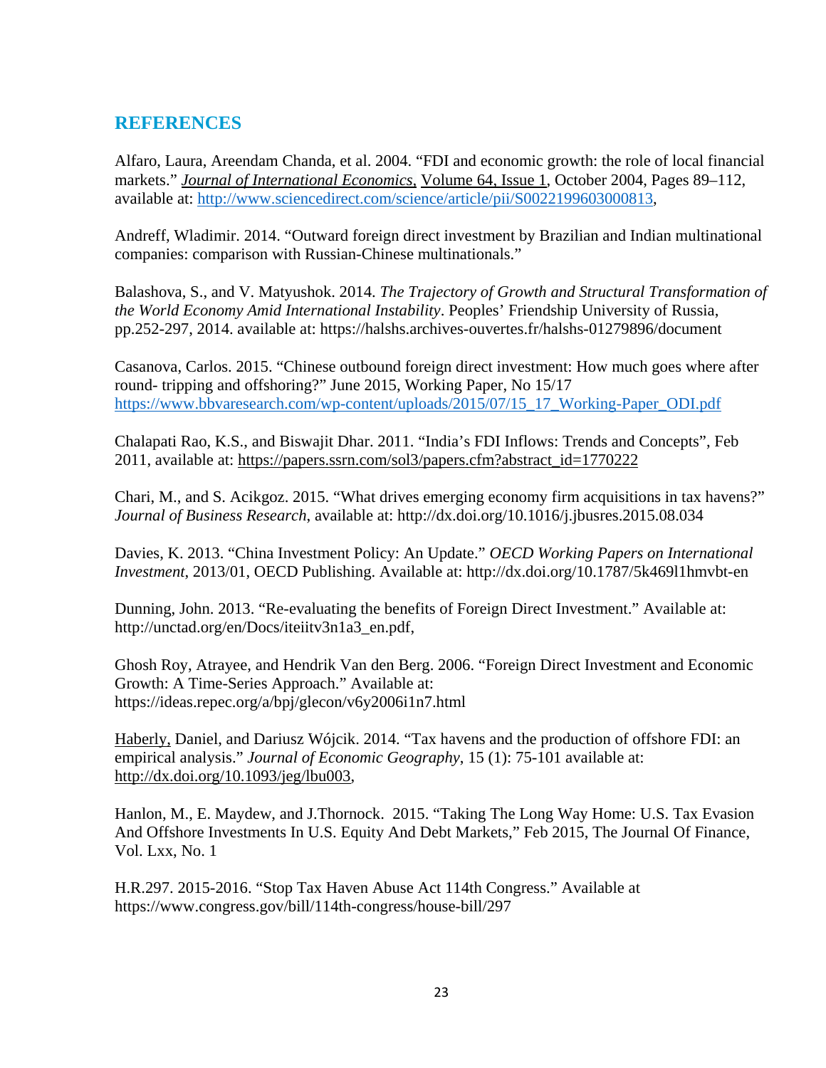## REFERENCES

Alfaro, Laura, Areendam Chanda, et al. 2004. "FDI and economic growth: the role of local financial markets." *Journal of International Economics*, Volume 64, Issue 1, October 2004, Pages 89–112, available at: http://www.sciencedirect.com/science/article/pii/S0022199603000813,

Andreff, Wladimir. 2014. "Outward foreign direct investment by Brazilian and Indian multinational companies: comparison with Russian-Chinese multinationals."

Balashova, S., and V. Matyushok. 2014. *The Trajectory of Growth and Structural Transformation of the World Economy Amid International Instability*. Peoples' Friendship University of Russia, pp.252-297, 2014. available at: https://halshs.archives-ouvertes.fr/halshs-01279896/document

Casanova, Carlos. 2015. "Chinese outbound foreign direct investment: How much goes where after round- tripping and offshoring?" June 2015, Working Paper, No 15/17 https://www.bbvaresearch.com/wp-content/uploads/2015/07/15_17_Working-Paper_ODI.pdf

Chalapati Rao, K.S., and Biswajit Dhar. 2011. "India's FDI Inflows: Trends and Concepts", Feb 2011, available at: https://papers.ssrn.com/sol3/papers.cfm?abstract_id=1770222

Chari, M., and S. Acikgoz. 2015. "What drives emerging economy firm acquisitions in tax havens?" *Journal of Business Research*, available at: http://dx.doi.org/10.1016/j.jbusres.2015.08.034

Davies, K. 2013. "China Investment Policy: An Update." *OECD Working Papers on International Investment*, 2013/01, OECD Publishing. Available at: http://dx.doi.org/10.1787/5k469l1hmvbt-en

Dunning, John. 2013. "Re-evaluating the benefits of Foreign Direct Investment." Available at: http://unctad.org/en/Docs/iteiitv3n1a3_en.pdf,

Ghosh Roy, Atrayee, and Hendrik Van den Berg. 2006. "Foreign Direct Investment and Economic Growth: A Time-Series Approach." Available at: https://ideas.repec.org/a/bpj/glecon/v6y2006i1n7.html

Haberly, Daniel, and Dariusz Wójcik. 2014. "Tax havens and the production of offshore FDI: an empirical analysis." *Journal of Economic Geography*, 15 (1): 75-101 available at: http://dx.doi.org/10.1093/jeg/lbu003,

Hanlon, M., E. Maydew, and J.Thornock. 2015. "Taking The Long Way Home: U.S. Tax Evasion And Offshore Investments In U.S. Equity And Debt Markets," Feb 2015, The Journal Of Finance, Vol. Lxx, No. 1

H.R.297. 2015-2016. "Stop Tax Haven Abuse Act 114th Congress." Available at https://www.congress.gov/bill/114th-congress/house-bill/297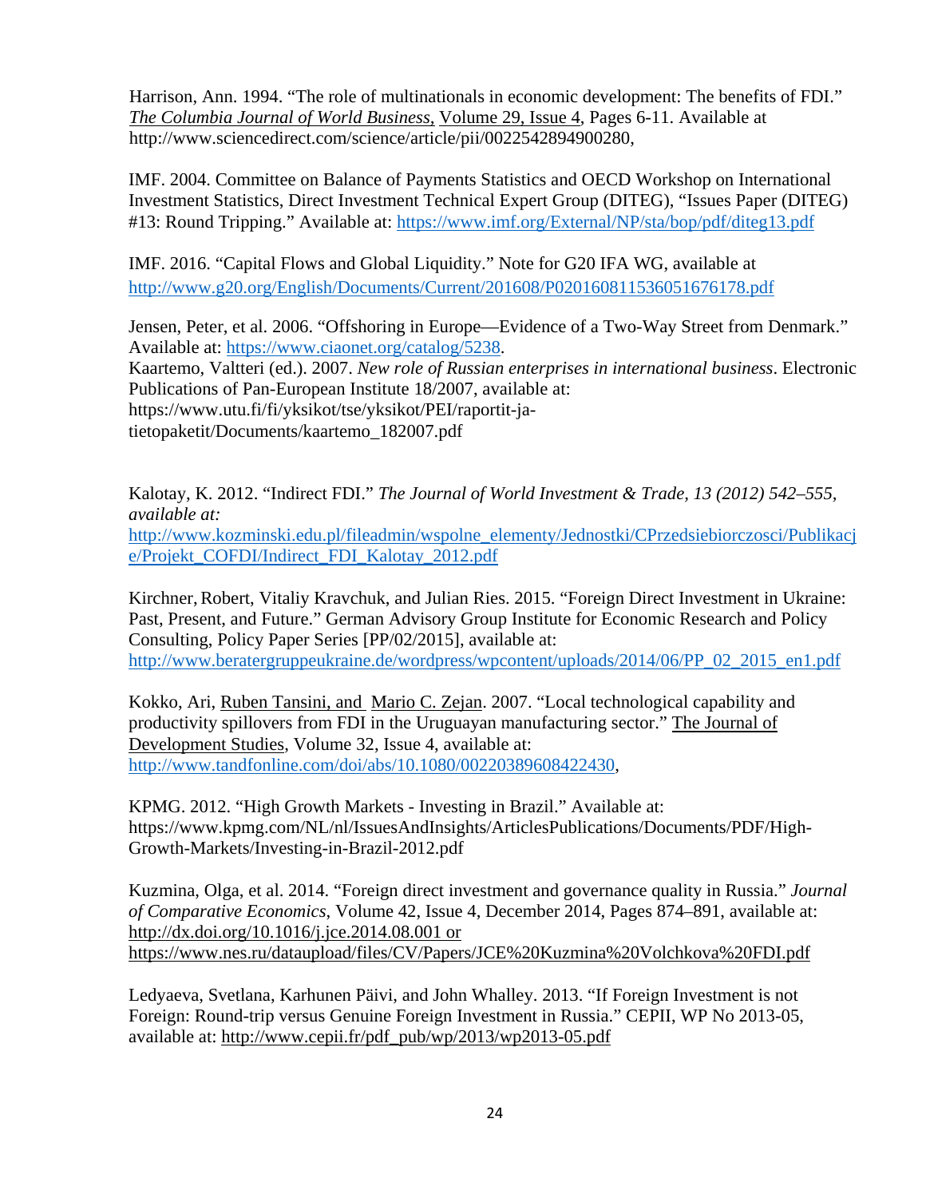Harrison, Ann. 1994. "The role of multinationals in economic development: The benefits of FDI." *The Columbia Journal of World Business*, Volume 29, Issue 4, Pages 6-11. Available at http://www.sciencedirect.com/science/article/pii/0022542894900280,

IMF. 2004. Committee on Balance of Payments Statistics and OECD Workshop on International Investment Statistics, Direct Investment Technical Expert Group (DITEG), "Issues Paper (DITEG) #13: Round Tripping." Available at: https://www.imf.org/External/NP/sta/bop/pdf/diteg13.pdf

IMF. 2016. "Capital Flows and Global Liquidity." Note for G20 IFA WG, available at http://www.g20.org/English/Documents/Current/201608/P020160811536051676178.pdf

Jensen, Peter, et al. 2006. "Offshoring in Europe—Evidence of a Two-Way Street from Denmark." Available at: https://www.ciaonet.org/catalog/5238.

Kaartemo, Valtteri (ed.). 2007. *New role of Russian enterprises in international business*. Electronic Publications of Pan-European Institute 18/2007, available at: https://www.utu.fi/fi/yksikot/tse/yksikot/PEI/raportit-ja-tietopaketit/Documents/kaartemo_182007.pdf

Kalotay, K. 2012. "Indirect FDI." *The Journal of World Investment & Trade, 13 (2012) 542–555, available at:* http://www.kozminski.edu.pl/fileadmin/wspolne_elementy/Jednostki/CPrzedsiebiorczosci/Publikacje/Projekt_COFDI/Indirect_FDI_Kalotay_2012.pdf

Kirchner, Robert, Vitaliy Kravchuk, and Julian Ries. 2015. "Foreign Direct Investment in Ukraine: Past, Present, and Future." German Advisory Group Institute for Economic Research and Policy Consulting, Policy Paper Series [PP/02/2015], available at: http://www.beratergruppeukraine.de/wordpress/wpcontent/uploads/2014/06/PP_02_2015_en1.pdf

Kokko, Ari, Ruben Tansini, and Mario C. Zejan. 2007. "Local technological capability and productivity spillovers from FDI in the Uruguayan manufacturing sector." The Journal of Development Studies, Volume 32, Issue 4, available at: http://www.tandfonline.com/doi/abs/10.1080/00220389608422430,

KPMG. 2012. "High Growth Markets - Investing in Brazil." Available at: https://www.kpmg.com/NL/nl/IssuesAndInsights/ArticlesPublications/Documents/PDF/High-Growth-Markets/Investing-in-Brazil-2012.pdf

Kuzmina, Olga, et al. 2014. "Foreign direct investment and governance quality in Russia." *Journal of Comparative Economics*, Volume 42, Issue 4, December 2014, Pages 874–891, available at: http://dx.doi.org/10.1016/j.jce.2014.08.001 or https://www.nes.ru/dataupload/files/CV/Papers/JCE%20Kuzmina%20Volchkova%20FDI.pdf

Ledyaeva, Svetlana, Karhunen Päivi, and John Whalley. 2013. "If Foreign Investment is not Foreign: Round-trip versus Genuine Foreign Investment in Russia." CEPII, WP No 2013-05, available at: http://www.cepii.fr/pdf_pub/wp/2013/wp2013-05.pdf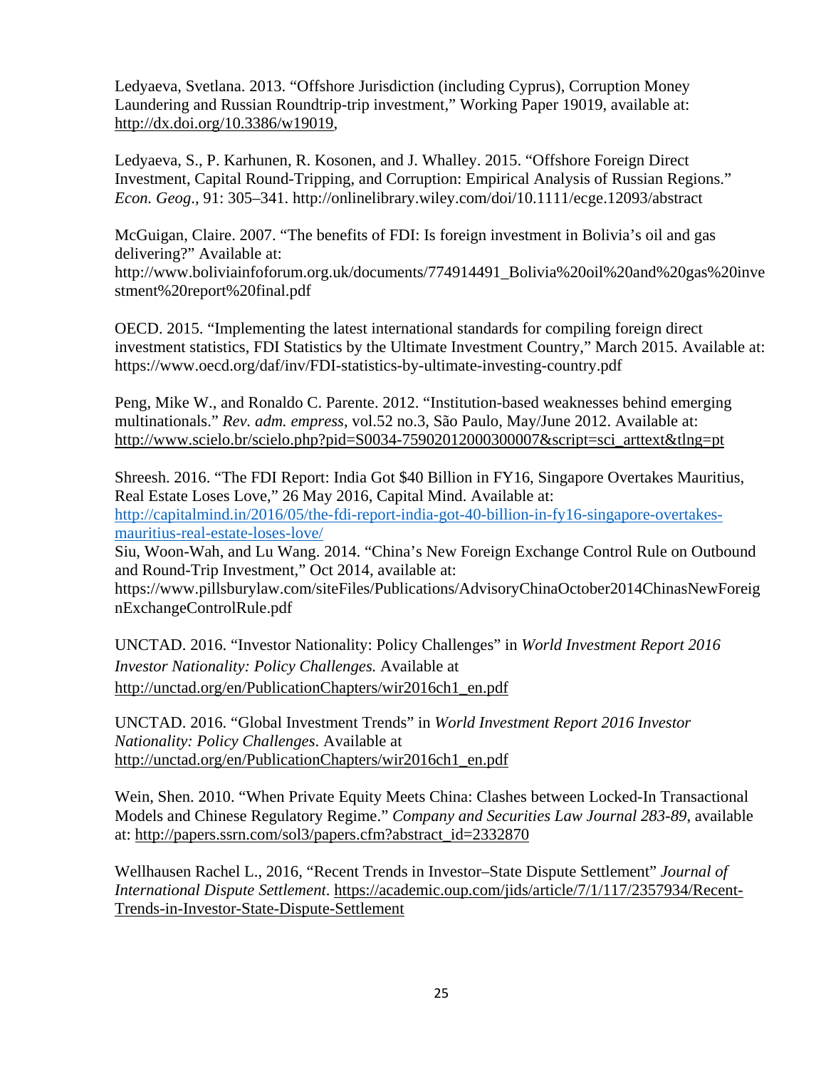Ledyaeva, Svetlana. 2013. "Offshore Jurisdiction (including Cyprus), Corruption Money Laundering and Russian Roundtrip-trip investment," Working Paper 19019, available at: http://dx.doi.org/10.3386/w19019,

Ledyaeva, S., P. Karhunen, R. Kosonen, and J. Whalley. 2015. "Offshore Foreign Direct Investment, Capital Round-Tripping, and Corruption: Empirical Analysis of Russian Regions." *Econ. Geog*., 91: 305–341. http://onlinelibrary.wiley.com/doi/10.1111/ecge.12093/abstract

McGuigan, Claire. 2007. "The benefits of FDI: Is foreign investment in Bolivia's oil and gas delivering?" Available at: http://www.boliviainfoforum.org.uk/documents/774914491_Bolivia%20oil%20and%20gas%20investment%20report%20final.pdf

OECD. 2015. "Implementing the latest international standards for compiling foreign direct investment statistics, FDI Statistics by the Ultimate Investment Country," March 2015. Available at: https://www.oecd.org/daf/inv/FDI-statistics-by-ultimate-investing-country.pdf

Peng, Mike W., and Ronaldo C. Parente. 2012. "Institution-based weaknesses behind emerging multinationals." *Rev. adm. empress*, vol.52 no.3, São Paulo, May/June 2012. Available at: http://www.scielo.br/scielo.php?pid=S0034-75902012000300007&script=sci_arttext&tlng=pt

Shreesh. 2016. "The FDI Report: India Got $40 Billion in FY16, Singapore Overtakes Mauritius, Real Estate Loses Love," 26 May 2016, Capital Mind. Available at: http://capitalmind.in/2016/05/the-fdi-report-india-got-40-billion-in-fy16-singapore-overtakes-mauritius-real-estate-loses-love/

Siu, Woon-Wah, and Lu Wang. 2014. "China's New Foreign Exchange Control Rule on Outbound and Round-Trip Investment," Oct 2014, available at: https://www.pillsburylaw.com/siteFiles/Publications/AdvisoryChinaOctober2014ChinasNewForeignExchangeControlRule.pdf

UNCTAD. 2016. "Investor Nationality: Policy Challenges" in *World Investment Report 2016 Investor Nationality: Policy Challenges.* Available at http://unctad.org/en/PublicationChapters/wir2016ch1_en.pdf

UNCTAD. 2016. "Global Investment Trends" in *World Investment Report 2016 Investor Nationality: Policy Challenges*. Available at http://unctad.org/en/PublicationChapters/wir2016ch1_en.pdf

Wein, Shen. 2010. "When Private Equity Meets China: Clashes between Locked-In Transactional Models and Chinese Regulatory Regime." *Company and Securities Law Journal 283-89*, available at: http://papers.ssrn.com/sol3/papers.cfm?abstract_id=2332870

Wellhausen Rachel L., 2016, "Recent Trends in Investor–State Dispute Settlement" *Journal of International Dispute Settlement*. https://academic.oup.com/jids/article/7/1/117/2357934/Recent-Trends-in-Investor-State-Dispute-Settlement